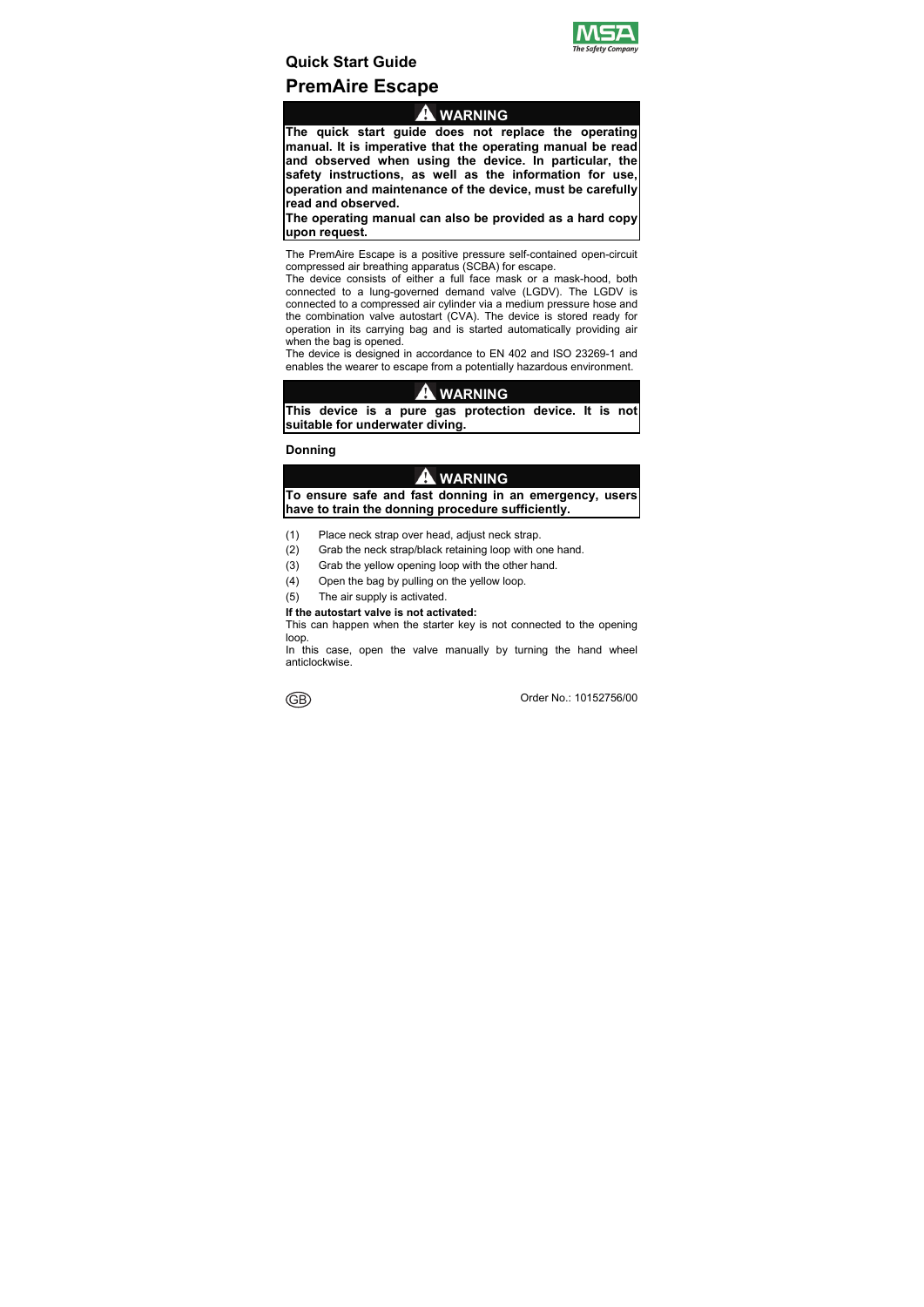## Quick Start Guide

# PremAire Escape

> ⚠ **WARNING**
>
> **The quick start guide does not replace the operating manual. It is imperative that the operating manual be read and observed when using the device. In particular, the safety instructions, as well as the information for use, operation and maintenance of the device, must be carefully read and observed.**
>
> **The operating manual can also be provided as a hard copy upon request.**

The PremAire Escape is a positive pressure self-contained open-circuit compressed air breathing apparatus (SCBA) for escape.

The device consists of either a full face mask or a mask-hood, both connected to a lung-governed demand valve (LGDV). The LGDV is connected to a compressed air cylinder via a medium pressure hose and the combination valve autostart (CVA). The device is stored ready for operation in its carrying bag and is started automatically providing air when the bag is opened.

The device is designed in accordance to EN 402 and ISO 23269-1 and enables the wearer to escape from a potentially hazardous environment.

> ⚠ **WARNING**
>
> **This device is a pure gas protection device. It is not suitable for underwater diving.**

### Donning

> ⚠ **WARNING**
>
> **To ensure safe and fast donning in an emergency, users have to train the donning procedure sufficiently.**

(1) Place neck strap over head, adjust neck strap.

(2) Grab the neck strap/black retaining loop with one hand.

(3) Grab the yellow opening loop with the other hand.

(4) Open the bag by pulling on the yellow loop.

(5) The air supply is activated.

**If the autostart valve is not activated:**

This can happen when the starter key is not connected to the opening loop.

In this case, open the valve manually by turning the hand wheel anticlockwise.

GB

Order No.: 10152756/00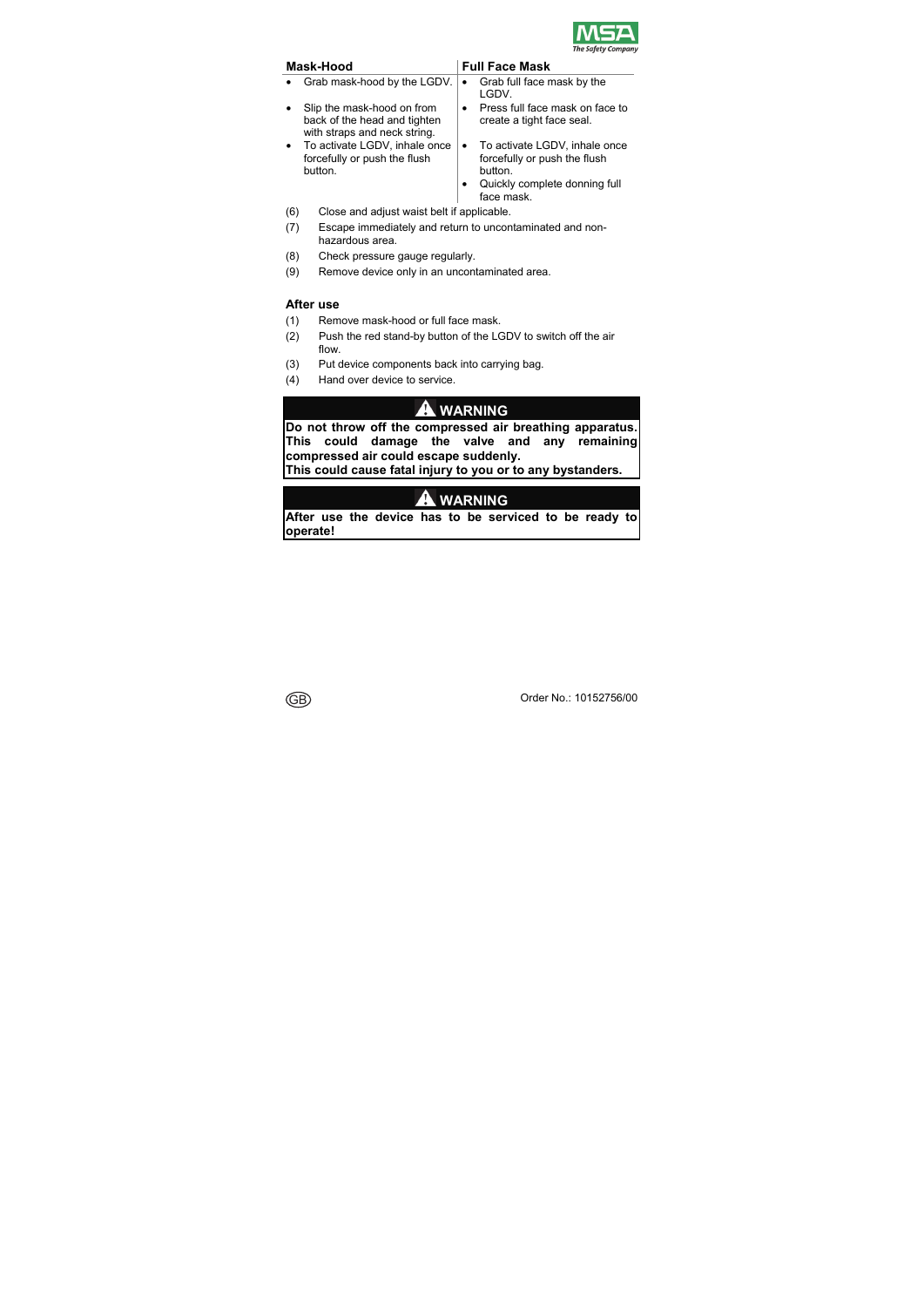| Mask-Hood | Full Face Mask |
| --- | --- |
| • Grab mask-hood by the LGDV. | • Grab full face mask by the LGDV. |
| • Slip the mask-hood on from back of the head and tighten with straps and neck string. | • Press full face mask on face to create a tight face seal. |
| • To activate LGDV, inhale once forcefully or push the flush button. | • To activate LGDV, inhale once forcefully or push the flush button. |
| | • Quickly complete donning full face mask. |

(6) Close and adjust waist belt if applicable.

(7) Escape immediately and return to uncontaminated and non-hazardous area.

(8) Check pressure gauge regularly.

(9) Remove device only in an uncontaminated area.

### After use

(1) Remove mask-hood or full face mask.

(2) Push the red stand-by button of the LGDV to switch off the air flow.

(3) Put device components back into carrying bag.

(4) Hand over device to service.

> **⚠ WARNING**
>
> **Do not throw off the compressed air breathing apparatus. This could damage the valve and any remaining compressed air could escape suddenly.**
> **This could cause fatal injury to you or to any bystanders.**

> **⚠ WARNING**
>
> **After use the device has to be serviced to be ready to operate!**

GB

Order No.: 10152756/00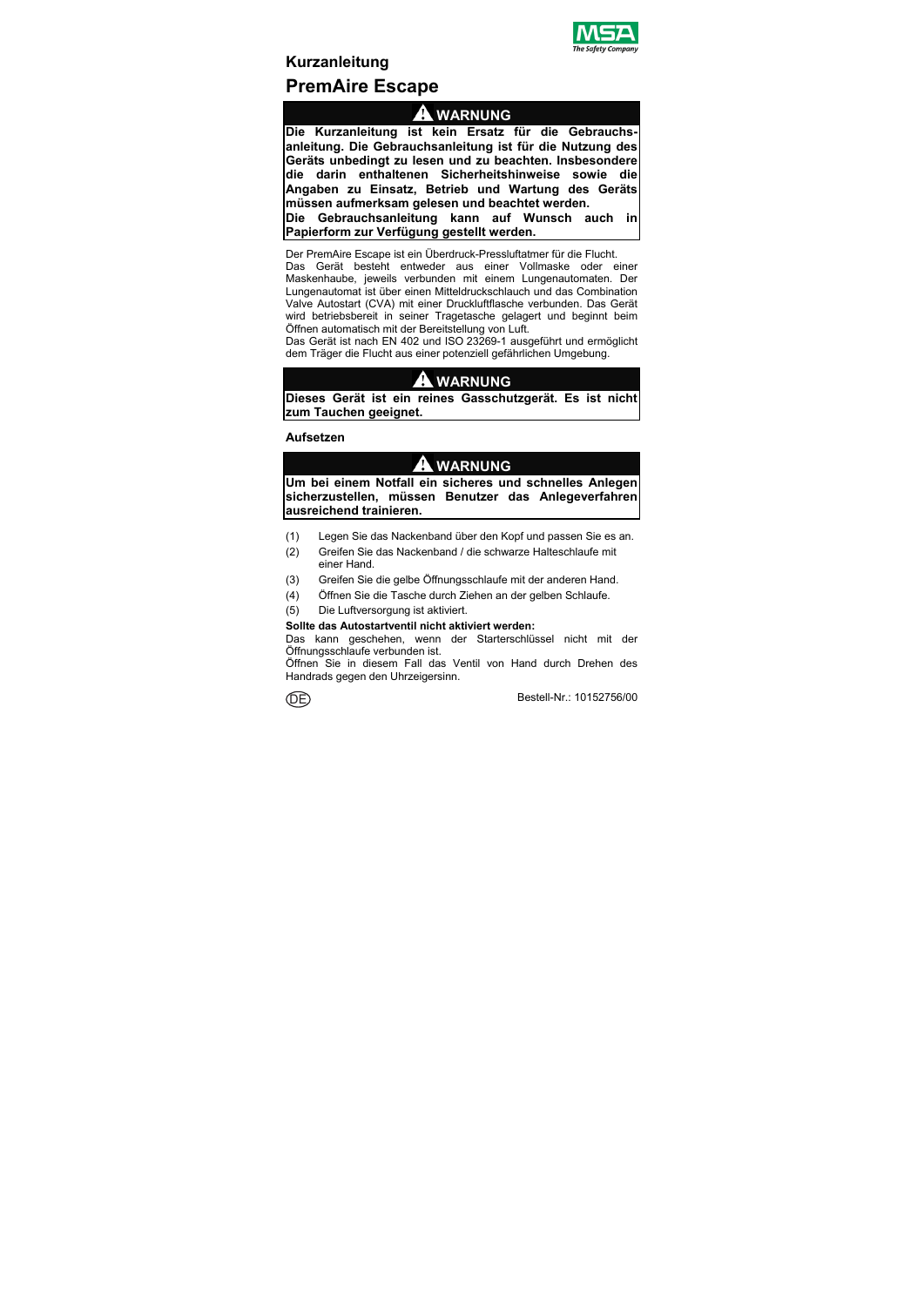## Kurzanleitung

# PremAire Escape

> ⚠ **WARNUNG**
>
> **Die Kurzanleitung ist kein Ersatz für die Gebrauchsanleitung. Die Gebrauchsanleitung ist für die Nutzung des Geräts unbedingt zu lesen und zu beachten. Insbesondere die darin enthaltenen Sicherheitshinweise sowie die Angaben zu Einsatz, Betrieb und Wartung des Geräts müssen aufmerksam gelesen und beachtet werden.**
>
> **Die Gebrauchsanleitung kann auf Wunsch auch in Papierform zur Verfügung gestellt werden.**

Der PremAire Escape ist ein Überdruck-Pressluftatmer für die Flucht.
Das Gerät besteht entweder aus einer Vollmaske oder einer Maskenhaube, jeweils verbunden mit einem Lungenautomaten. Der Lungenautomat ist über einen Mitteldruckschlauch und das Combination Valve Autostart (CVA) mit einer Druckluftflasche verbunden. Das Gerät wird betriebsbereit in seiner Tragetasche gelagert und beginnt beim Öffnen automatisch mit der Bereitstellung von Luft.
Das Gerät ist nach EN 402 und ISO 23269-1 ausgeführt und ermöglicht dem Träger die Flucht aus einer potenziell gefährlichen Umgebung.

> ⚠ **WARNUNG**
>
> **Dieses Gerät ist ein reines Gasschutzgerät. Es ist nicht zum Tauchen geeignet.**

### Aufsetzen

> ⚠ **WARNUNG**
>
> **Um bei einem Notfall ein sicheres und schnelles Anlegen sicherzustellen, müssen Benutzer das Anlegeverfahren ausreichend trainieren.**

(1) Legen Sie das Nackenband über den Kopf und passen Sie es an.
(2) Greifen Sie das Nackenband / die schwarze Halteschlaufe mit einer Hand.
(3) Greifen Sie die gelbe Öffnungsschlaufe mit der anderen Hand.
(4) Öffnen Sie die Tasche durch Ziehen an der gelben Schlaufe.
(5) Die Luftversorgung ist aktiviert.

**Sollte das Autostartventil nicht aktiviert werden:**

Das kann geschehen, wenn der Starterschlüssel nicht mit der Öffnungsschlaufe verbunden ist.
Öffnen Sie in diesem Fall das Ventil von Hand durch Drehen des Handrads gegen den Uhrzeigersinn.

DE

Bestell-Nr.: 10152756/00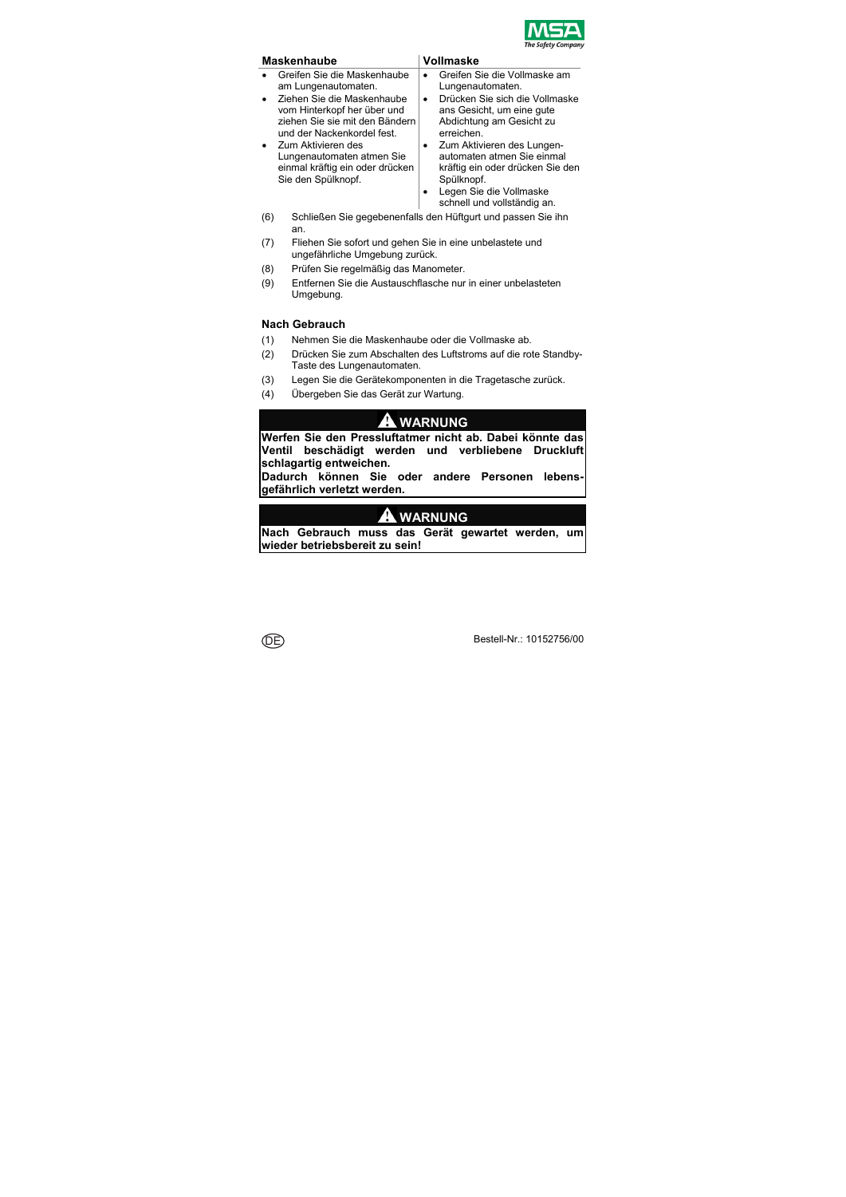| Maskenhaube | Vollmaske |
|---|---|
| • Greifen Sie die Maskenhaube am Lungenautomaten.<br>• Ziehen Sie die Maskenhaube vom Hinterkopf her über und ziehen Sie sie mit den Bändern und der Nackenkordel fest.<br>• Zum Aktivieren des Lungenautomaten atmen Sie einmal kräftig ein oder drücken Sie den Spülknopf. | • Greifen Sie die Vollmaske am Lungenautomaten.<br>• Drücken Sie sich die Vollmaske ans Gesicht, um eine gute Abdichtung am Gesicht zu erreichen.<br>• Zum Aktivieren des Lungenautomaten atmen Sie einmal kräftig ein oder drücken Sie den Spülknopf.<br>• Legen Sie die Vollmaske schnell und vollständig an. |

(6) Schließen Sie gegebenenfalls den Hüftgurt und passen Sie ihn an.

(7) Fliehen Sie sofort und gehen Sie in eine unbelastete und ungefährliche Umgebung zurück.

(8) Prüfen Sie regelmäßig das Manometer.

(9) Entfernen Sie die Austauschflasche nur in einer unbelasteten Umgebung.

## Nach Gebrauch

(1) Nehmen Sie die Maskenhaube oder die Vollmaske ab.

(2) Drücken Sie zum Abschalten des Luftstroms auf die rote Standby-Taste des Lungenautomaten.

(3) Legen Sie die Gerätekomponenten in die Tragetasche zurück.

(4) Übergeben Sie das Gerät zur Wartung.

**⚠ WARNUNG**

**Werfen Sie den Pressluftatmer nicht ab. Dabei könnte das Ventil beschädigt werden und verbliebene Druckluft schlagartig entweichen.**
**Dadurch können Sie oder andere Personen lebensgefährlich verletzt werden.**

**⚠ WARNUNG**

**Nach Gebrauch muss das Gerät gewartet werden, um wieder betriebsbereit zu sein!**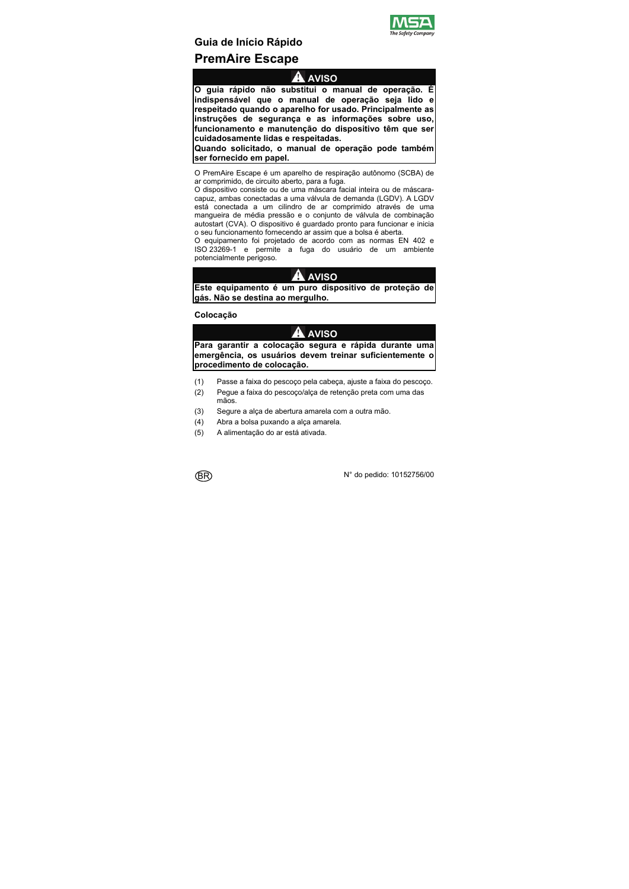## Guia de Início Rápido

# PremAire Escape

**⚠ AVISO**

**O guia rápido não substitui o manual de operação. É indispensável que o manual de operação seja lido e respeitado quando o aparelho for usado. Principalmente as instruções de segurança e as informações sobre uso, funcionamento e manutenção do dispositivo têm que ser cuidadosamente lidas e respeitadas.**

**Quando solicitado, o manual de operação pode também ser fornecido em papel.**

O PremAire Escape é um aparelho de respiração autônomo (SCBA) de ar comprimido, de circuito aberto, para a fuga.

O dispositivo consiste ou de uma máscara facial inteira ou de máscara-capuz, ambas conectadas a uma válvula de demanda (LGDV). A LGDV está conectada a um cilindro de ar comprimido através de uma mangueira de média pressão e o conjunto de válvula de combinação autostart (CVA). O dispositivo é guardado pronto para funcionar e inicia o seu funcionamento fornecendo ar assim que a bolsa é aberta.

O equipamento foi projetado de acordo com as normas EN 402 e ISO 23269-1 e permite a fuga do usuário de um ambiente potencialmente perigoso.

**⚠ AVISO**

**Este equipamento é um puro dispositivo de proteção de gás. Não se destina ao mergulho.**

### Colocação

**⚠ AVISO**

**Para garantir a colocação segura e rápida durante uma emergência, os usuários devem treinar suficientemente o procedimento de colocação.**

(1) Passe a faixa do pescoço pela cabeça, ajuste a faixa do pescoço.

(2) Pegue a faixa do pescoço/alça de retenção preta com uma das mãos.

(3) Segure a alça de abertura amarela com a outra mão.

(4) Abra a bolsa puxando a alça amarela.

(5) A alimentação do ar está ativada.

BR

N° do pedido: 10152756/00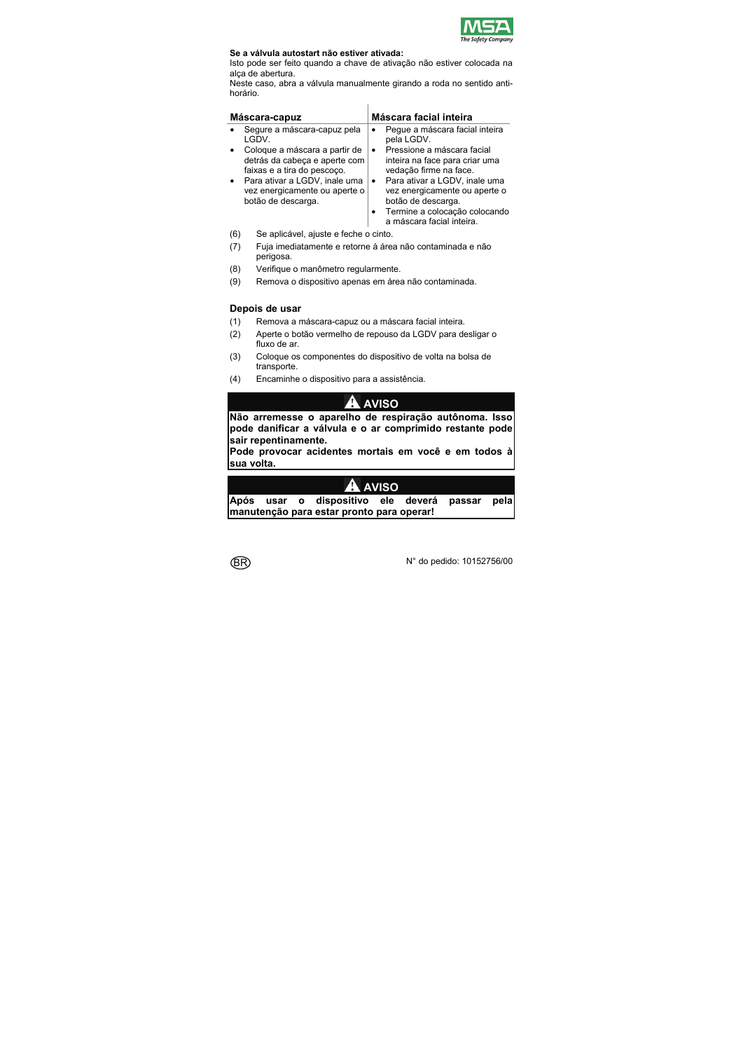**Se a válvula autostart não estiver ativada:**
Isto pode ser feito quando a chave de ativação não estiver colocada na alça de abertura.
Neste caso, abra a válvula manualmente girando a roda no sentido anti-horário.

| Máscara-capuz | Máscara facial inteira |
|---|---|
| • Segure a máscara-capuz pela LGDV.<br>• Coloque a máscara a partir de detrás da cabeça e aperte com faixas e a tira do pescoço.<br>• Para ativar a LGDV, inale uma vez energicamente ou aperte o botão de descarga. | • Pegue a máscara facial inteira pela LGDV.<br>• Pressione a máscara facial inteira na face para criar uma vedação firme na face.<br>• Para ativar a LGDV, inale uma vez energicamente ou aperte o botão de descarga.<br>• Termine a colocação colocando a máscara facial inteira. |

(6) Se aplicável, ajuste e feche o cinto.

(7) Fuja imediatamente e retorne à área não contaminada e não perigosa.

(8) Verifique o manômetro regularmente.

(9) Remova o dispositivo apenas em área não contaminada.

## Depois de usar

(1) Remova a máscara-capuz ou a máscara facial inteira.

(2) Aperte o botão vermelho de repouso da LGDV para desligar o fluxo de ar.

(3) Coloque os componentes do dispositivo de volta na bolsa de transporte.

(4) Encaminhe o dispositivo para a assistência.

**⚠ AVISO**

**Não arremesse o aparelho de respiração autônoma. Isso pode danificar a válvula e o ar comprimido restante pode sair repentinamente.**
**Pode provocar acidentes mortais em você e em todos à sua volta.**

**⚠ AVISO**

**Após usar o dispositivo ele deverá passar pela manutenção para estar pronto para operar!**

BR N° do pedido: 10152756/00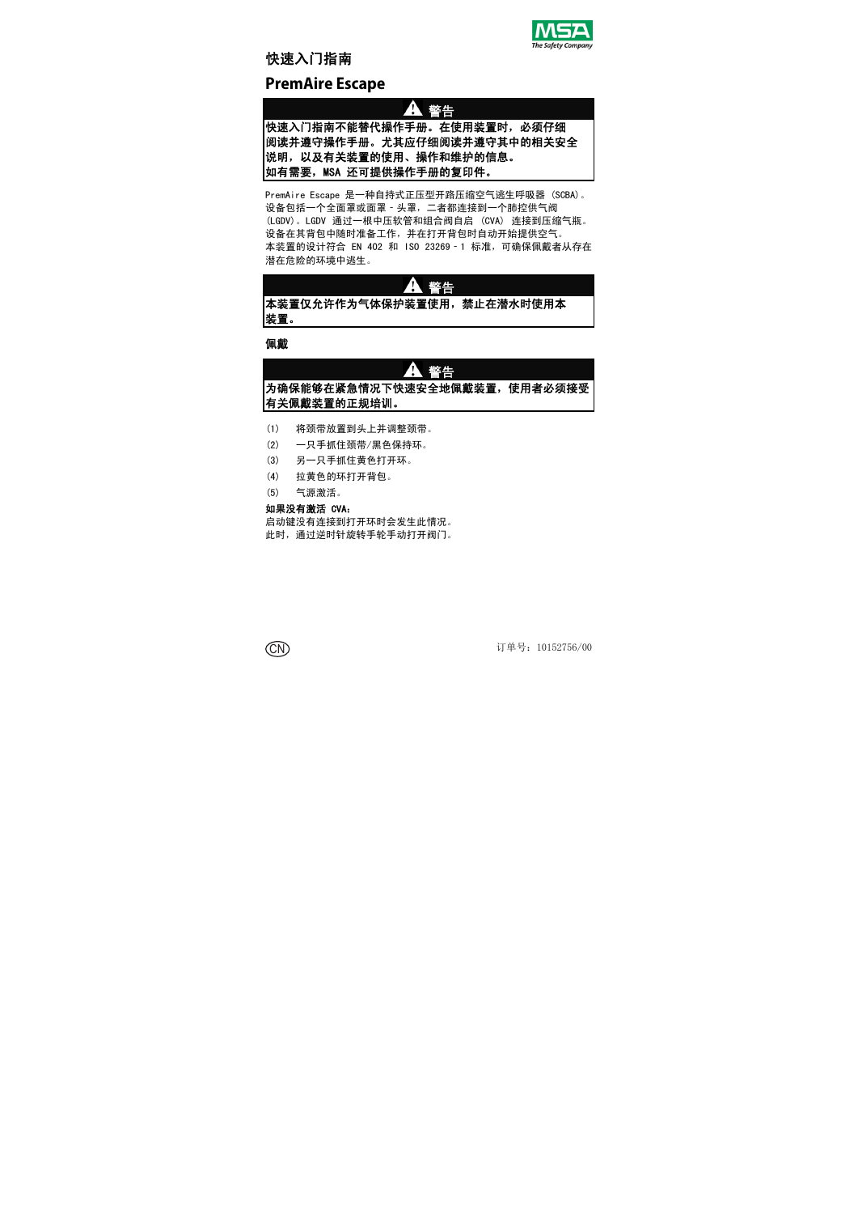# 快速入门指南

# PremAire Escape

> **⚠ 警告**
>
> **快速入门指南不能替代操作手册。在使用装置时，必须仔细阅读并遵守操作手册。尤其应仔细阅读并遵守其中的相关安全说明，以及有关装置的使用、操作和维护的信息。**
> **如有需要，MSA 还可提供操作手册的复印件。**

PremAire Escape 是一种自持式正压型开路压缩空气逃生呼吸器 (SCBA)。设备包括一个全面罩或面罩 - 头罩，二者都连接到一个肺控供气阀 (LGDV)。LGDV 通过一根中压软管和组合阀自启 (CVA) 连接到压缩气瓶。设备在其背包中随时准备工作，并在打开背包时自动开始提供空气。
本装置的设计符合 EN 402 和 ISO 23269 - 1 标准，可确保佩戴者从存在潜在危险的环境中逃生。

> **⚠ 警告**
>
> **本装置仅允许作为气体保护装置使用，禁止在潜水时使用本装置。**

**佩戴**

> **⚠ 警告**
>
> **为确保能够在紧急情况下快速安全地佩戴装置，使用者必须接受有关佩戴装置的正规培训。**

(1) 将颈带放置到头上并调整颈带。
(2) 一只手抓住颈带/黑色保持环。
(3) 另一只手抓住黄色打开环。
(4) 拉黄色的环打开背包。
(5) 气源激活。

**如果没有激活 CVA：**
启动键没有连接到打开环时会发生此情况。
此时，通过逆时针旋转手轮手动打开阀门。

CN

订单号：10152756/00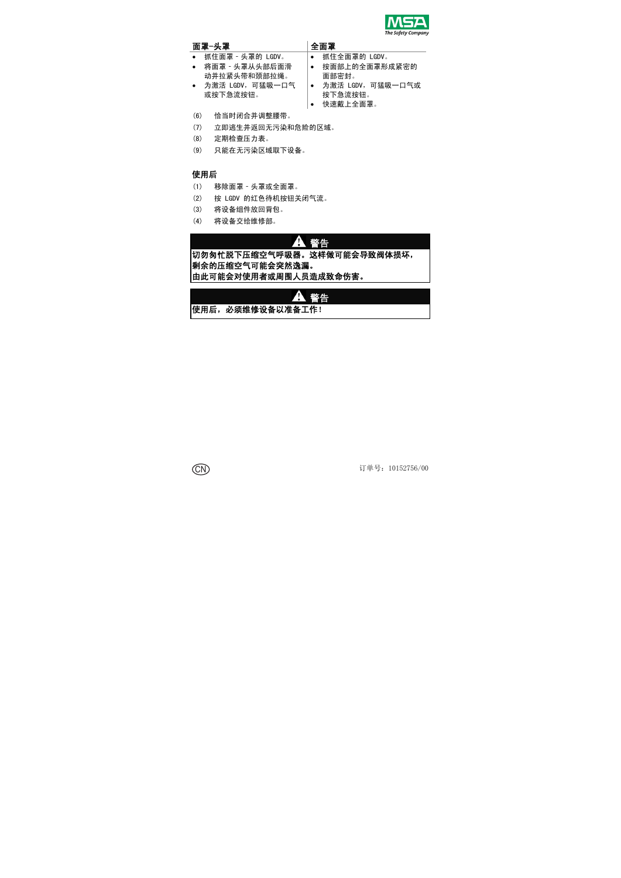| 面罩–头罩 | 全面罩 |
|---|---|
| • 抓住面罩 - 头罩的 LGDV。<br>• 将面罩 - 头罩从头部后面滑动并拉紧头带和颈部拉绳。<br>• 为激活 LGDV，可猛吸一口气或按下急流按钮。 | • 抓住全面罩的 LGDV。<br>• 按面部上的全面罩形成紧密的面部密封。<br>• 为激活 LGDV，可猛吸一口气或按下急流按钮。<br>• 快速戴上全面罩。 |

(6) 恰当时闭合并调整腰带。

(7) 立即逃生并返回无污染和危险的区域。

(8) 定期检查压力表。

(9) 只能在无污染区域取下设备。

## 使用后

(1) 移除面罩 - 头罩或全面罩。

(2) 按 LGDV 的红色待机按钮关闭气流。

(3) 将设备组件放回背包。

(4) 将设备交给维修部。

> **⚠ 警告**
>
> **切勿匆忙脱下压缩空气呼吸器。这样做可能会导致阀体损坏，剩余的压缩空气可能会突然逸漏。**
> **由此可能会对使用者或周围人员造成致命伤害。**

> **⚠ 警告**
>
> **使用后，必须维修设备以准备工作！**

订单号：10152756/00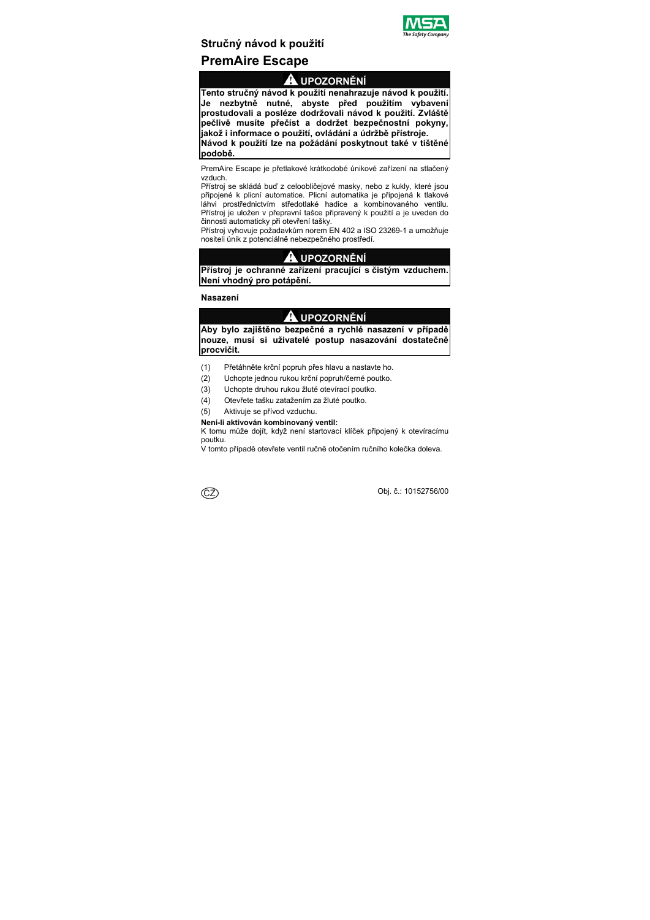## Stručný návod k použití

# PremAire Escape

> **⚠ UPOZORNĚNÍ**
>
> **Tento stručný návod k použití nenahrazuje návod k použití. Je nezbytně nutné, abyste před použitím vybavení prostudovali a posléze dodržovali návod k použití. Zvláště pečlivě musíte přečíst a dodržet bezpečnostní pokyny, jakož i informace o použití, ovládání a údržbě přístroje. Návod k použití lze na požádání poskytnout také v tištěné podobě.**

PremAire Escape je přetlakové krátkodobé únikové zařízení na stlačený vzduch.

Přístroj se skládá buď z celoobličejové masky, nebo z kukly, které jsou připojené k plicní automatice. Plicní automatika je připojená k tlakové láhvi prostřednictvím středotlaké hadice a kombinovaného ventilu. Přístroj je uložen v přepravní tašce připravený k použití a je uveden do činnosti automaticky při otevření tašky.

Přístroj vyhovuje požadavkům norem EN 402 a ISO 23269-1 a umožňuje nositeli únik z potenciálně nebezpečného prostředí.

> **⚠ UPOZORNĚNÍ**
>
> **Přístroj je ochranné zařízení pracující s čistým vzduchem. Není vhodný pro potápění.**

**Nasazení**

> **⚠ UPOZORNĚNÍ**
>
> **Aby bylo zajištěno bezpečné a rychlé nasazení v případě nouze, musí si uživatelé postup nasazování dostatečně procvičit.**

(1) Přetáhněte krční popruh přes hlavu a nastavte ho.

(2) Uchopte jednou rukou krční popruh/černé poutko.

(3) Uchopte druhou rukou žluté otevírací poutko.

(4) Otevřete tašku zatažením za žluté poutko.

(5) Aktivuje se přívod vzduchu.

**Není-li aktivován kombinovaný ventil:**

K tomu může dojít, když není startovací klíček připojený k otevíracímu poutku.

V tomto případě otevřete ventil ručně otočením ručního kolečka doleva.

CZ

Obj. č.: 10152756/00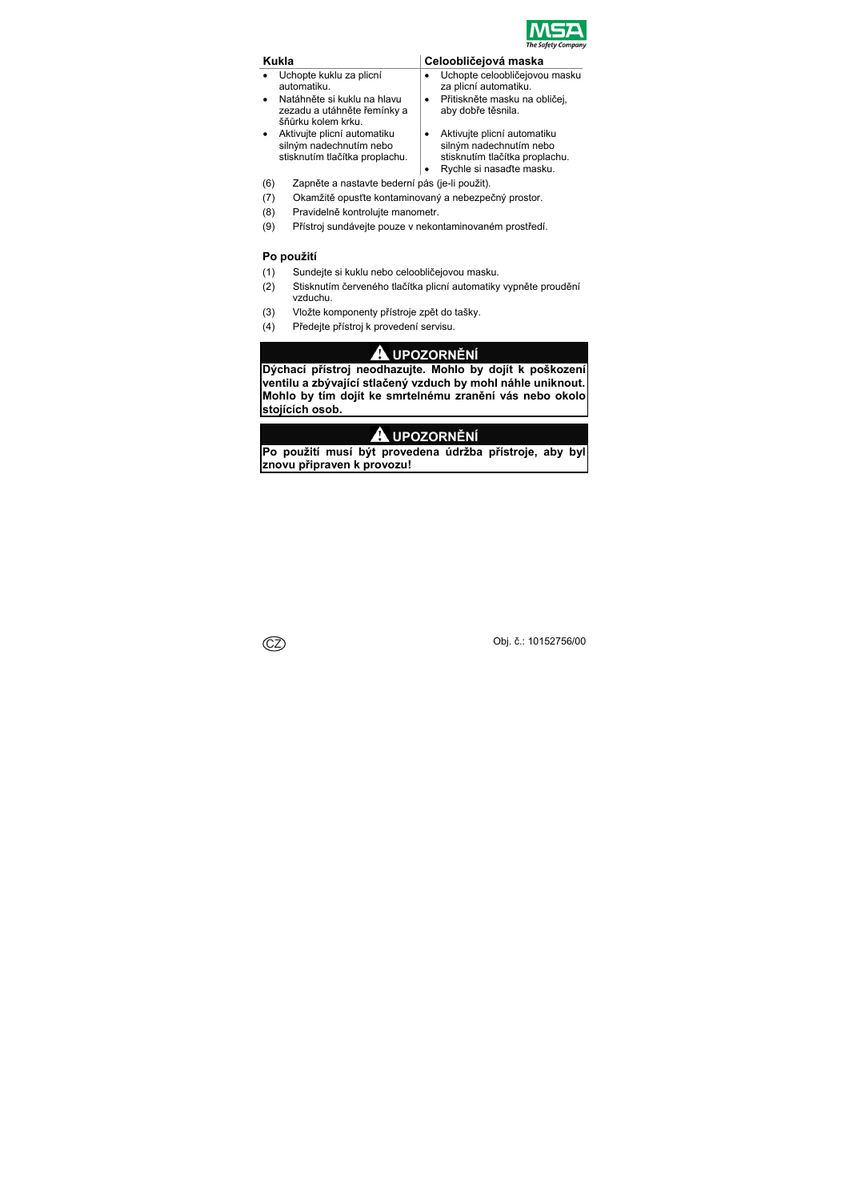| Kukla | Celoobličejová maska |
|---|---|
| • Uchopte kuklu za plicní automatiku. | • Uchopte celoobličejovou masku za plicní automatiku. |
| • Natáhněte si kuklu na hlavu zezadu a utáhněte řemínky a šňůrku kolem krku. | • Přitiskněte masku na obličej, aby dobře těsnila. |
| • Aktivujte plicní automatiku silným nadechnutím nebo stisknutím tlačítka proplachu. | • Aktivujte plicní automatiku silným nadechnutím nebo stisknutím tlačítka proplachu. |
| | • Rychle si nasaďte masku. |

(6) Zapněte a nastavte bederní pás (je-li použit).

(7) Okamžitě opusťte kontaminovaný a nebezpečný prostor.

(8) Pravidelně kontrolujte manometr.

(9) Přístroj sundávejte pouze v nekontaminovaném prostředí.

## Po použití

(1) Sundejte si kuklu nebo celoobličejovou masku.

(2) Stisknutím červeného tlačítka plicní automatiky vypněte proudění vzduchu.

(3) Vložte komponenty přístroje zpět do tašky.

(4) Předejte přístroj k provedení servisu.

**⚠ UPOZORNĚNÍ**

**Dýchací přístroj neodhazujte. Mohlo by dojít k poškození ventilu a zbývající stlačený vzduch by mohl náhle uniknout. Mohlo by tím dojít ke smrtelnému zranění vás nebo okolo stojících osob.**

**⚠ UPOZORNĚNÍ**

**Po použití musí být provedena údržba přístroje, aby byl znovu připraven k provozu!**

Obj. č.: 10152756/00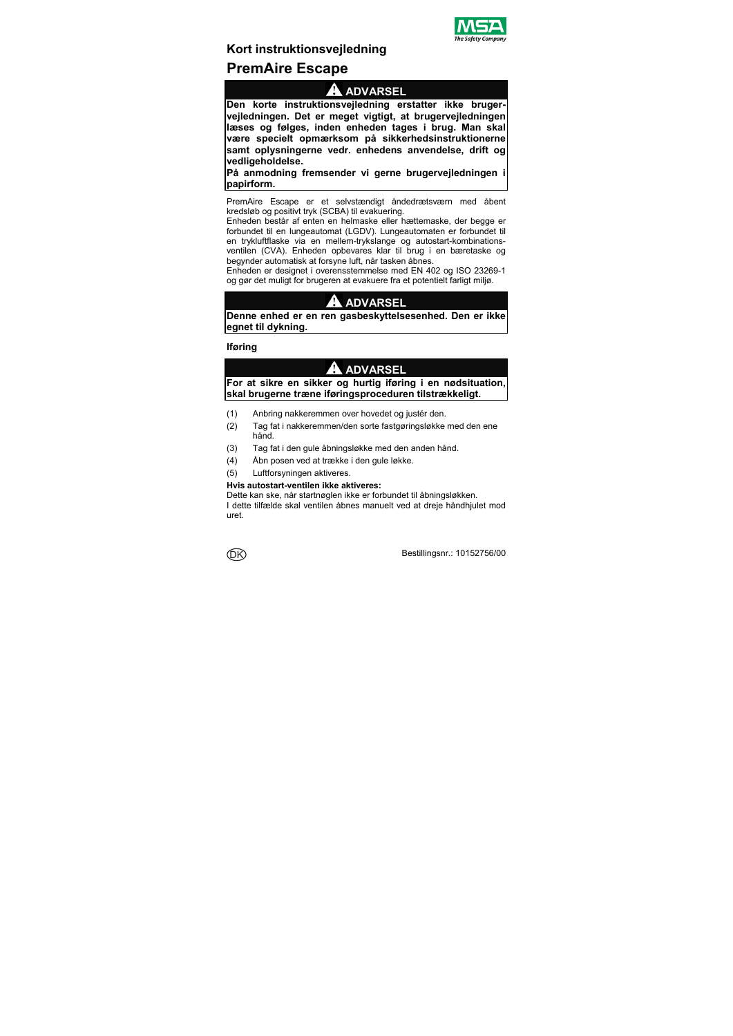## Kort instruktionsvejledning

# PremAire Escape

> **⚠ ADVARSEL**
>
> **Den korte instruktionsvejledning erstatter ikke brugervejledningen. Det er meget vigtigt, at brugervejledningen læses og følges, inden enheden tages i brug. Man skal være specielt opmærksom på sikkerhedsinstruktionerne samt oplysningerne vedr. enhedens anvendelse, drift og vedligeholdelse.**
>
> **På anmodning fremsender vi gerne brugervejledningen i papirform.**

PremAire Escape er et selvstændigt åndedrætsværn med åbent kredsløb og positivt tryk (SCBA) til evakuering.

Enheden består af enten en helmaske eller hættemaske, der begge er forbundet til en lungeautomat (LGDV). Lungeautomaten er forbundet til en trykluftflaske via en mellem-trykslange og autostart-kombinationsventilen (CVA). Enheden opbevares klar til brug i en bæretaske og begynder automatisk at forsyne luft, når tasken åbnes.

Enheden er designet i overensstemmelse med EN 402 og ISO 23269-1 og gør det muligt for brugeren at evakuere fra et potentielt farligt miljø.

> **⚠ ADVARSEL**
>
> **Denne enhed er en ren gasbeskyttelsesenhed. Den er ikke egnet til dykning.**

### Iføring

> **⚠ ADVARSEL**
>
> **For at sikre en sikker og hurtig iføring i en nødsituation, skal brugerne træne iføringsproceduren tilstrækkeligt.**

(1) Anbring nakkeremmen over hovedet og justér den.

(2) Tag fat i nakkeremmen/den sorte fastgøringsløkke med den ene hånd.

(3) Tag fat i den gule åbningsløkke med den anden hånd.

(4) Åbn posen ved at trække i den gule løkke.

(5) Luftforsyningen aktiveres.

**Hvis autostart-ventilen ikke aktiveres:**

Dette kan ske, når startnøglen ikke er forbundet til åbningsløkken.

I dette tilfælde skal ventilen åbnes manuelt ved at dreje håndhjulet mod uret.

DK

Bestillingsnr.: 10152756/00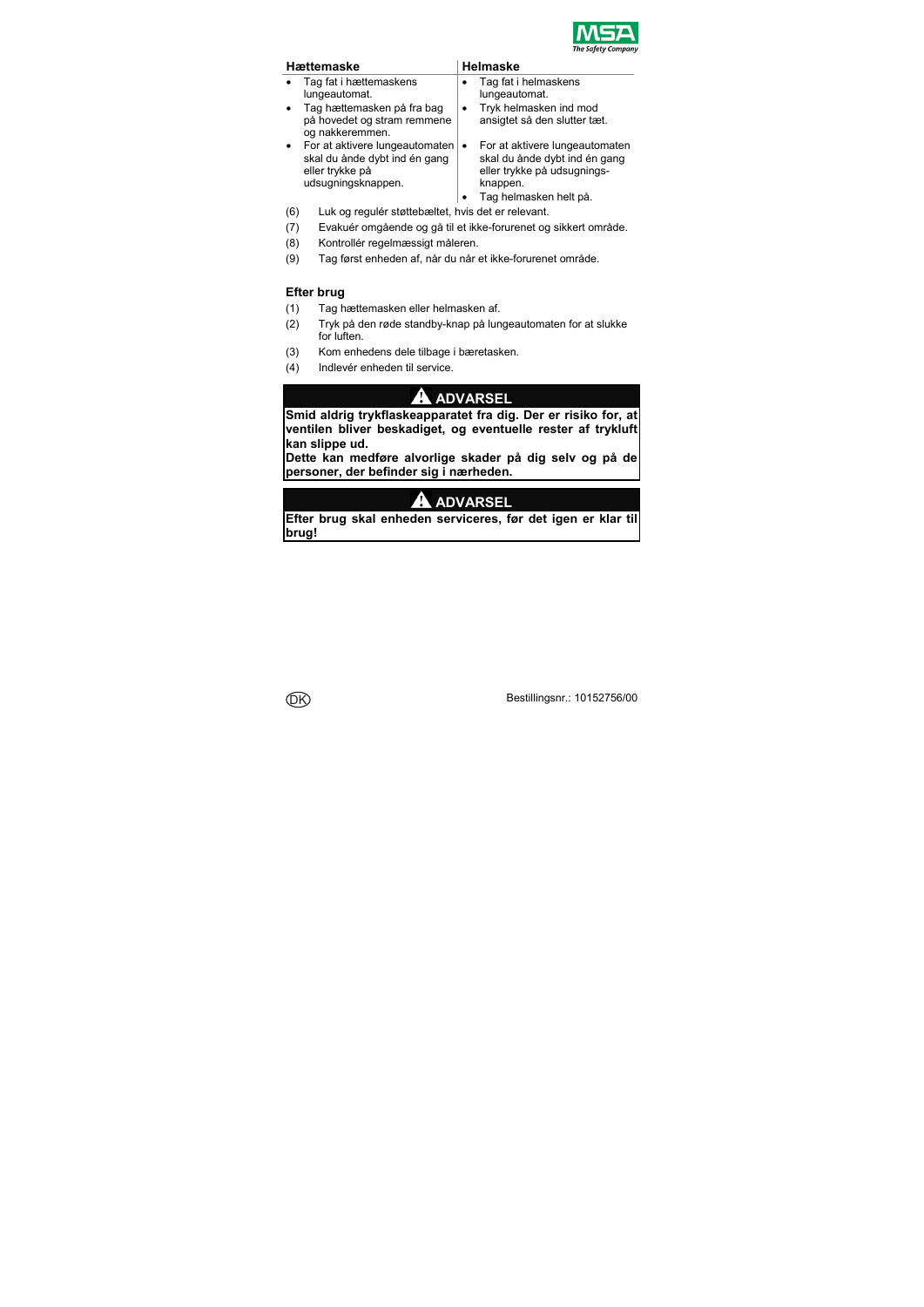| Hættemaske | Helmaske |
|---|---|
| • Tag fat i hættemaskens lungeautomat.<br>• Tag hættemasken på fra bag på hovedet og stram remmene og nakkeremmen.<br>• For at aktivere lungeautomaten skal du ånde dybt ind én gang eller trykke på udsugningsknappen. | • Tag fat i helmaskens lungeautomat.<br>• Tryk helmasken ind mod ansigtet så den slutter tæt.<br>• For at aktivere lungeautomaten skal du ånde dybt ind én gang eller trykke på udsugnings-knappen.<br>• Tag helmasken helt på. |

(6) Luk og regulér støttebæltet, hvis det er relevant.

(7) Evakuér omgående og gå til et ikke-forurenet og sikkert område.

(8) Kontrollér regelmæssigt måleren.

(9) Tag først enheden af, når du når et ikke-forurenet område.

### Efter brug

(1) Tag hættemasken eller helmasken af.

(2) Tryk på den røde standby-knap på lungeautomaten for at slukke for luften.

(3) Kom enhedens dele tilbage i bæretasken.

(4) Indlevér enheden til service.

**⚠ ADVARSEL**

**Smid aldrig trykflaskeapparatet fra dig. Der er risiko for, at ventilen bliver beskadiget, og eventuelle rester af trykluft kan slippe ud.**
**Dette kan medføre alvorlige skader på dig selv og på de personer, der befinder sig i nærheden.**

**⚠ ADVARSEL**

**Efter brug skal enheden serviceres, før det igen er klar til brug!**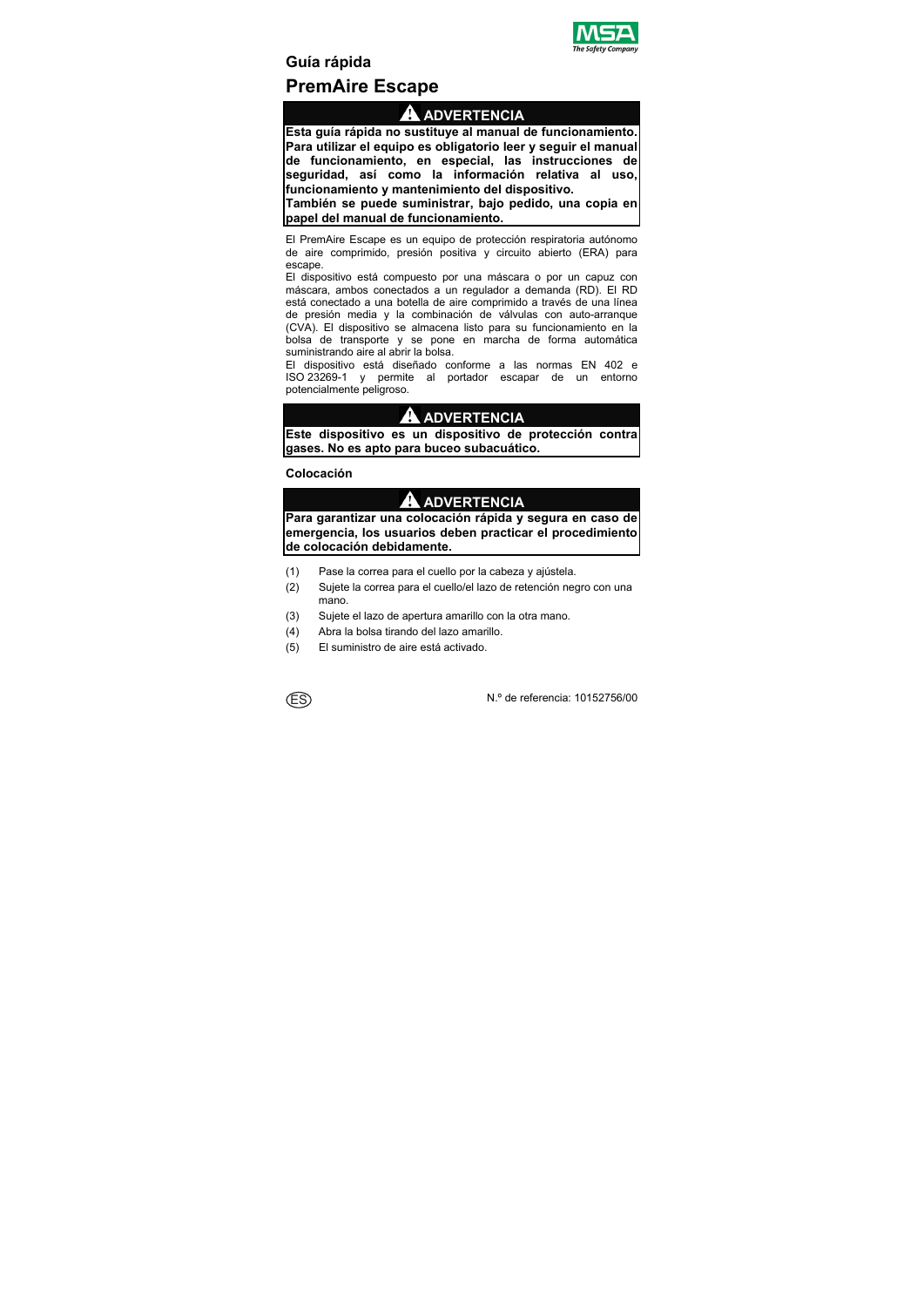## Guía rápida

# PremAire Escape

> ⚠ **ADVERTENCIA**
>
> **Esta guía rápida no sustituye al manual de funcionamiento. Para utilizar el equipo es obligatorio leer y seguir el manual de funcionamiento, en especial, las instrucciones de seguridad, así como la información relativa al uso, funcionamiento y mantenimiento del dispositivo.**
> **También se puede suministrar, bajo pedido, una copia en papel del manual de funcionamiento.**

El PremAire Escape es un equipo de protección respiratoria autónomo de aire comprimido, presión positiva y circuito abierto (ERA) para escape.
El dispositivo está compuesto por una máscara o por un capuz con máscara, ambos conectados a un regulador a demanda (RD). El RD está conectado a una botella de aire comprimido a través de una línea de presión media y la combinación de válvulas con auto-arranque (CVA). El dispositivo se almacena listo para su funcionamiento en la bolsa de transporte y se pone en marcha de forma automática suministrando aire al abrir la bolsa.
El dispositivo está diseñado conforme a las normas EN 402 e ISO 23269-1 y permite al portador escapar de un entorno potencialmente peligroso.

> ⚠ **ADVERTENCIA**
>
> **Este dispositivo es un dispositivo de protección contra gases. No es apto para buceo subacuático.**

### Colocación

> ⚠ **ADVERTENCIA**
>
> **Para garantizar una colocación rápida y segura en caso de emergencia, los usuarios deben practicar el procedimiento de colocación debidamente.**

(1) Pase la correa para el cuello por la cabeza y ajústela.

(2) Sujete la correa para el cuello/el lazo de retención negro con una mano.

(3) Sujete el lazo de apertura amarillo con la otra mano.

(4) Abra la bolsa tirando del lazo amarillo.

(5) El suministro de aire está activado.

ES

N.º de referencia: 10152756/00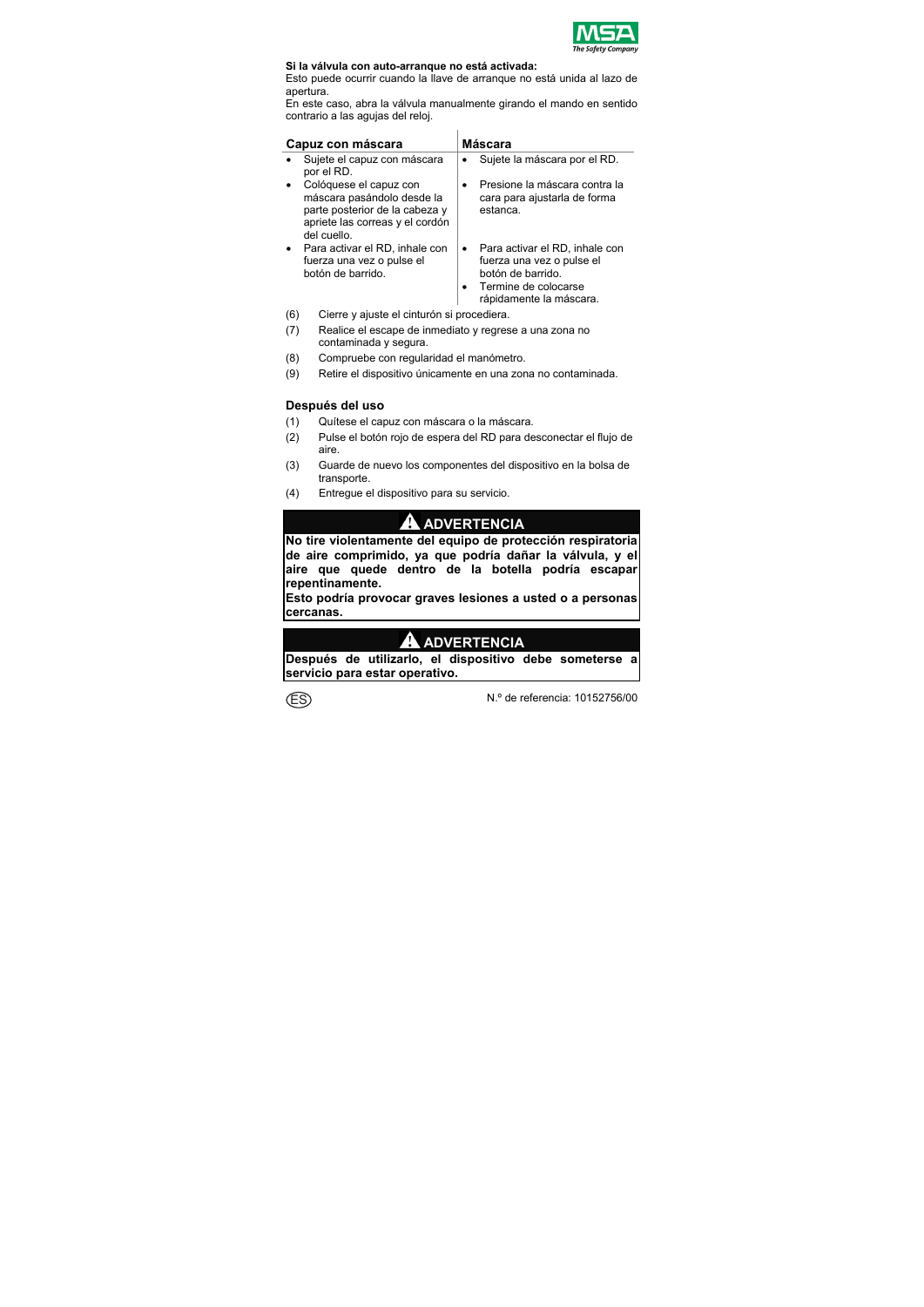**Si la válvula con auto-arranque no está activada:**
Esto puede ocurrir cuando la llave de arranque no está unida al lazo de apertura.
En este caso, abra la válvula manualmente girando el mando en sentido contrario a las agujas del reloj.

| Capuz con máscara | Máscara |
|---|---|
| • Sujete el capuz con máscara por el RD. | • Sujete la máscara por el RD. |
| • Colóquese el capuz con máscara pasándolo desde la parte posterior de la cabeza y apriete las correas y el cordón del cuello. | • Presione la máscara contra la cara para ajustarla de forma estanca. |
| • Para activar el RD, inhale con fuerza una vez o pulse el botón de barrido. | • Para activar el RD, inhale con fuerza una vez o pulse el botón de barrido.<br>• Termine de colocarse rápidamente la máscara. |

(6) Cierre y ajuste el cinturón si procediera.

(7) Realice el escape de inmediato y regrese a una zona no contaminada y segura.

(8) Compruebe con regularidad el manómetro.

(9) Retire el dispositivo únicamente en una zona no contaminada.

### Después del uso

(1) Quítese el capuz con máscara o la máscara.

(2) Pulse el botón rojo de espera del RD para desconectar el flujo de aire.

(3) Guarde de nuevo los componentes del dispositivo en la bolsa de transporte.

(4) Entregue el dispositivo para su servicio.

**⚠ ADVERTENCIA**

**No tire violentamente del equipo de protección respiratoria de aire comprimido, ya que podría dañar la válvula, y el aire que quede dentro de la botella podría escapar repentinamente.**
**Esto podría provocar graves lesiones a usted o a personas cercanas.**

**⚠ ADVERTENCIA**

**Después de utilizarlo, el dispositivo debe someterse a servicio para estar operativo.**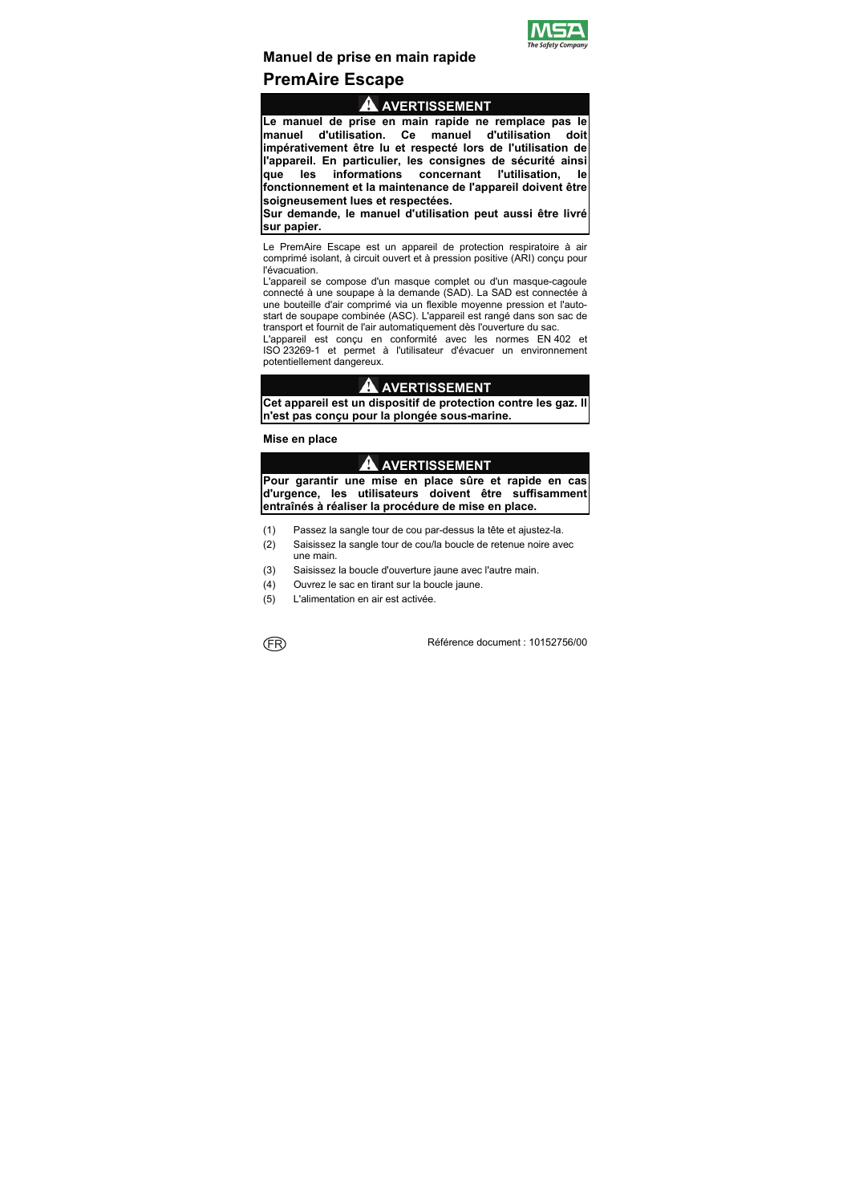## Manuel de prise en main rapide

# PremAire Escape

> **⚠ AVERTISSEMENT**
>
> **Le manuel de prise en main rapide ne remplace pas le manuel d'utilisation. Ce manuel d'utilisation doit impérativement être lu et respecté lors de l'utilisation de l'appareil. En particulier, les consignes de sécurité ainsi que les informations concernant l'utilisation, le fonctionnement et la maintenance de l'appareil doivent être soigneusement lues et respectées.**
>
> **Sur demande, le manuel d'utilisation peut aussi être livré sur papier.**

Le PremAire Escape est un appareil de protection respiratoire à air comprimé isolant, à circuit ouvert et à pression positive (ARI) conçu pour l'évacuation.

L'appareil se compose d'un masque complet ou d'un masque-cagoule connecté à une soupape à la demande (SAD). La SAD est connectée à une bouteille d'air comprimé via un flexible moyenne pression et l'auto-start de soupape combinée (ASC). L'appareil est rangé dans son sac de transport et fournit de l'air automatiquement dès l'ouverture du sac.

L'appareil est conçu en conformité avec les normes EN 402 et ISO 23269-1 et permet à l'utilisateur d'évacuer un environnement potentiellement dangereux.

> **⚠ AVERTISSEMENT**
>
> **Cet appareil est un dispositif de protection contre les gaz. Il n'est pas conçu pour la plongée sous-marine.**

### Mise en place

> **⚠ AVERTISSEMENT**
>
> **Pour garantir une mise en place sûre et rapide en cas d'urgence, les utilisateurs doivent être suffisamment entraînés à réaliser la procédure de mise en place.**

(1) Passez la sangle tour de cou par-dessus la tête et ajustez-la.

(2) Saisissez la sangle tour de cou/la boucle de retenue noire avec une main.

(3) Saisissez la boucle d'ouverture jaune avec l'autre main.

(4) Ouvrez le sac en tirant sur la boucle jaune.

(5) L'alimentation en air est activée.

Référence document : 10152756/00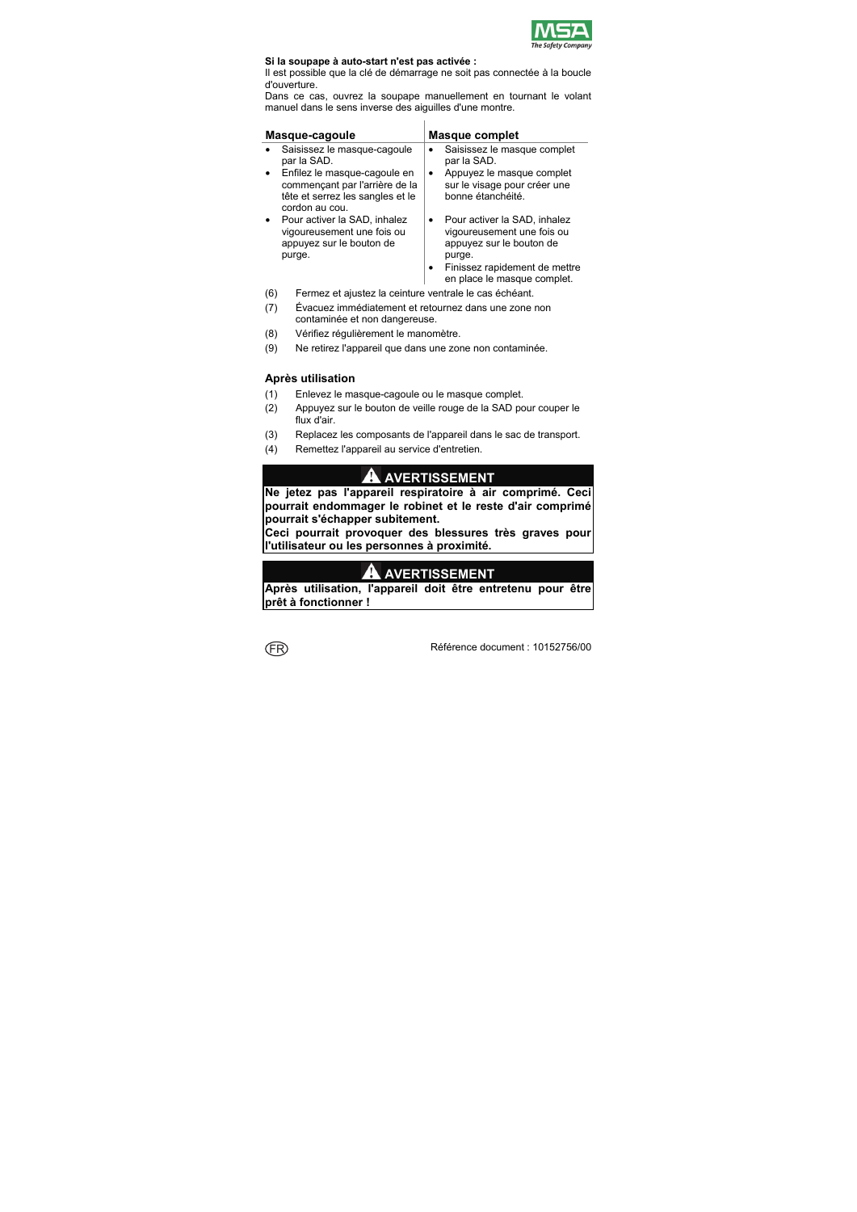**Si la soupape à auto-start n'est pas activée :**
Il est possible que la clé de démarrage ne soit pas connectée à la boucle d'ouverture.
Dans ce cas, ouvrez la soupape manuellement en tournant le volant manuel dans le sens inverse des aiguilles d'une montre.

| Masque-cagoule | Masque complet |
|---|---|
| • Saisissez le masque-cagoule par la SAD. | • Saisissez le masque complet par la SAD. |
| • Enfilez le masque-cagoule en commençant par l'arrière de la tête et serrez les sangles et le cordon au cou. | • Appuyez le masque complet sur le visage pour créer une bonne étanchéité. |
| • Pour activer la SAD, inhalez vigoureusement une fois ou appuyez sur le bouton de purge. | • Pour activer la SAD, inhalez vigoureusement une fois ou appuyez sur le bouton de purge. |
| | • Finissez rapidement de mettre en place le masque complet. |

(6) Fermez et ajustez la ceinture ventrale le cas échéant.

(7) Évacuez immédiatement et retournez dans une zone non contaminée et non dangereuse.

(8) Vérifiez régulièrement le manomètre.

(9) Ne retirez l'appareil que dans une zone non contaminée.

### Après utilisation

(1) Enlevez le masque-cagoule ou le masque complet.

(2) Appuyez sur le bouton de veille rouge de la SAD pour couper le flux d'air.

(3) Replacez les composants de l'appareil dans le sac de transport.

(4) Remettez l'appareil au service d'entretien.

**⚠ AVERTISSEMENT**

**Ne jetez pas l'appareil respiratoire à air comprimé. Ceci pourrait endommager le robinet et le reste d'air comprimé pourrait s'échapper subitement.**
**Ceci pourrait provoquer des blessures très graves pour l'utilisateur ou les personnes à proximité.**

**⚠ AVERTISSEMENT**

**Après utilisation, l'appareil doit être entretenu pour être prêt à fonctionner !**

Référence document : 10152756/00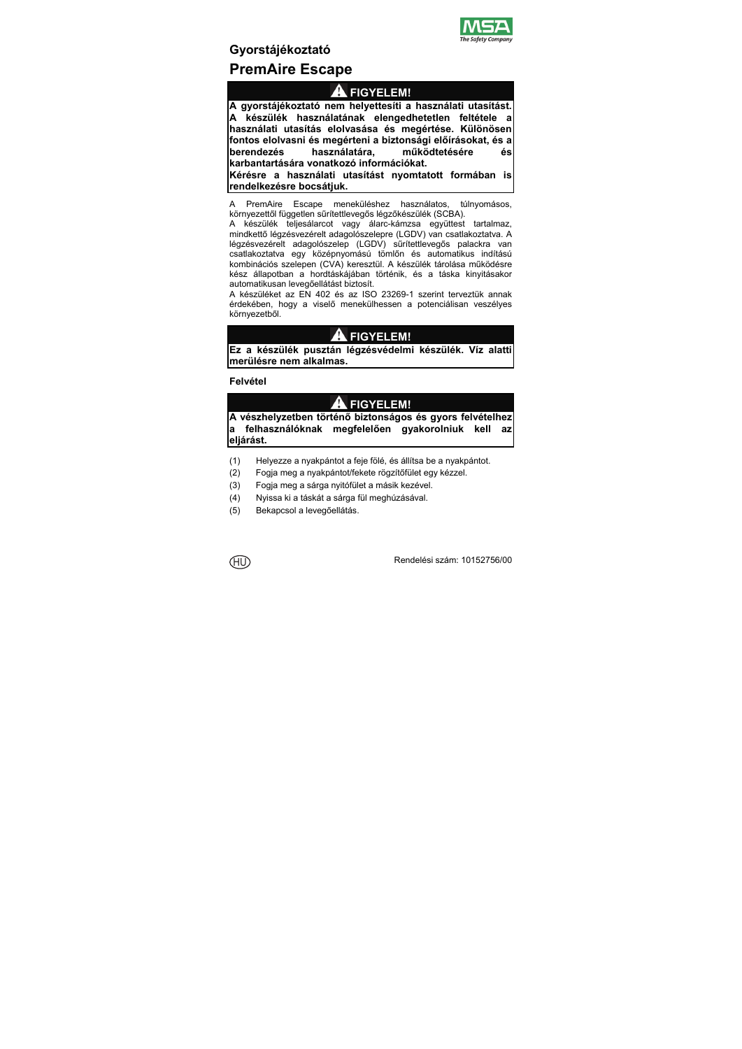## Gyorstájékoztató

# PremAire Escape

**⚠ FIGYELEM!**

**A gyorstájékoztató nem helyettesíti a használati utasítást. A készülék használatának elengedhetetlen feltétele a használati utasítás elolvasása és megértése. Különösen fontos elolvasni és megérteni a biztonsági előírásokat, és a berendezés használatára, működtetésére és karbantartására vonatkozó információkat.**

**Kérésre a használati utasítást nyomtatott formában is rendelkezésre bocsátjuk.**

A PremAire Escape meneküléshez használatos, túlnyomásos, környezettől független sűrítettlevegős légzőkészülék (SCBA).

A készülék teljesálarcot vagy álarc-kámzsa együttest tartalmaz, mindkettő légzésvezérelt adagolószelepre (LGDV) van csatlakoztatva. A légzésvezérelt adagolószelep (LGDV) sűrítettlevegős palackra van csatlakoztatva egy középnyomású tömlőn és automatikus indítású kombinációs szelepen (CVA) keresztül. A készülék tárolása működésre kész állapotban a hordtáskájában történik, és a táska kinyitásakor automatikusan levegőellátást biztosít.

A készüléket az EN 402 és az ISO 23269-1 szerint terveztük annak érdekében, hogy a viselő menekülhessen a potenciálisan veszélyes környezetből.

**⚠ FIGYELEM!**

**Ez a készülék pusztán légzésvédelmi készülék. Víz alatti merülésre nem alkalmas.**

### Felvétel

**⚠ FIGYELEM!**

**A vészhelyzetben történő biztonságos és gyors felvételhez a felhasználóknak megfelelően gyakorolniuk kell az eljárást.**

(1) Helyezze a nyakpántot a feje fölé, és állítsa be a nyakpántot.

(2) Fogja meg a nyakpántot/fekete rögzítőfület egy kézzel.

(3) Fogja meg a sárga nyitófület a másik kezével.

(4) Nyissa ki a táskát a sárga fül meghúzásával.

(5) Bekapcsol a levegőellátás.

HU

Rendelési szám: 10152756/00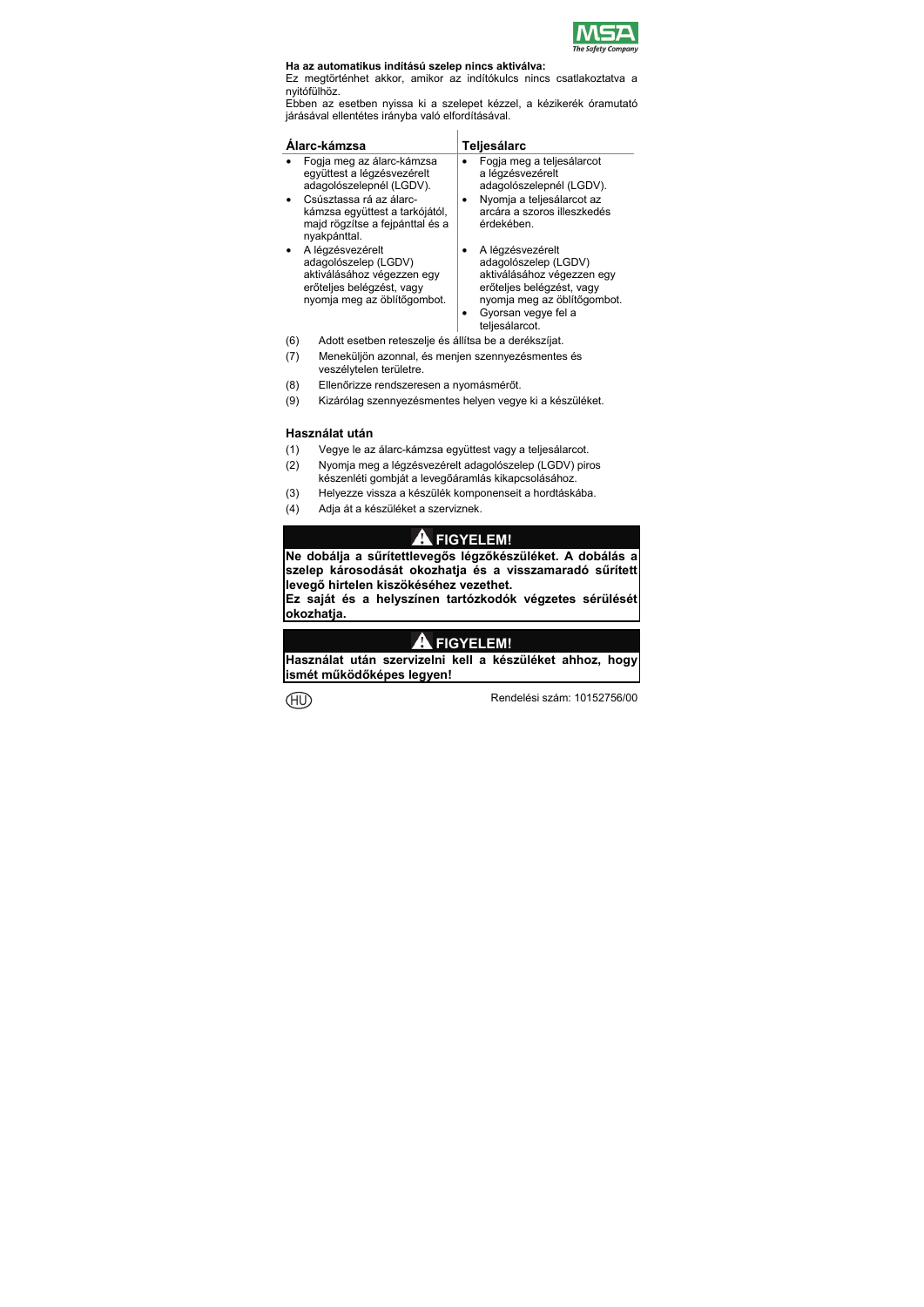**Ha az automatikus indítású szelep nincs aktiválva:**
Ez megtörténhet akkor, amikor az indítókulcs nincs csatlakoztatva a nyitófülhöz.
Ebben az esetben nyissa ki a szelepet kézzel, a kézikerék óramutató járásával ellentétes irányba való elfordításával.

| Álarc-kámzsa | Teljesálarc |
|---|---|
| • Fogja meg az álarc-kámzsa együttest a légzésvezérelt adagolószelepnél (LGDV). | • Fogja meg a teljesálarcot a légzésvezérelt adagolószelepnél (LGDV). |
| • Csúsztassa rá az álarc-kámzsa együttest a tarkójától, majd rögzítse a fejpánttal és a nyakpánttal. | • Nyomja a teljesálarcot az arcára a szoros illeszkedés érdekében. |
| • A légzésvezérelt adagolószelep (LGDV) aktiválásához végezzen egy erőteljes belégzést, vagy nyomja meg az öblítőgombot. | • A légzésvezérelt adagolószelep (LGDV) aktiválásához végezzen egy erőteljes belégzést, vagy nyomja meg az öblítőgombot. |
| | • Gyorsan vegye fel a teljesálarcot. |

(6) Adott esetben reteszelje és állítsa be a derékszíjat.
(7) Meneküljön azonnal, és menjen szennyezésmentes és veszélytelen területre.
(8) Ellenőrizze rendszeresen a nyomásmérőt.
(9) Kizárólag szennyezésmentes helyen vegye ki a készüléket.

## Használat után

(1) Vegye le az álarc-kámzsa együttest vagy a teljesálarcot.
(2) Nyomja meg a légzésvezérelt adagolószelep (LGDV) piros készenléti gombját a levegőáramlás kikapcsolásához.
(3) Helyezze vissza a készülék komponenseit a hordtáskába.
(4) Adja át a készüléket a szerviznek.

**⚠ FIGYELEM!**

**Ne dobálja a sűrítettlevegős légzőkészüléket. A dobálás a szelep károsodását okozhatja és a visszamaradó sűrített levegő hirtelen kiszökéséhez vezethet.**
**Ez saját és a helyszínen tartózkodók végzetes sérülését okozhatja.**

**⚠ FIGYELEM!**

**Használat után szervizelni kell a készüléket ahhoz, hogy ismét működőképes legyen!**

HU Rendelési szám: 10152756/00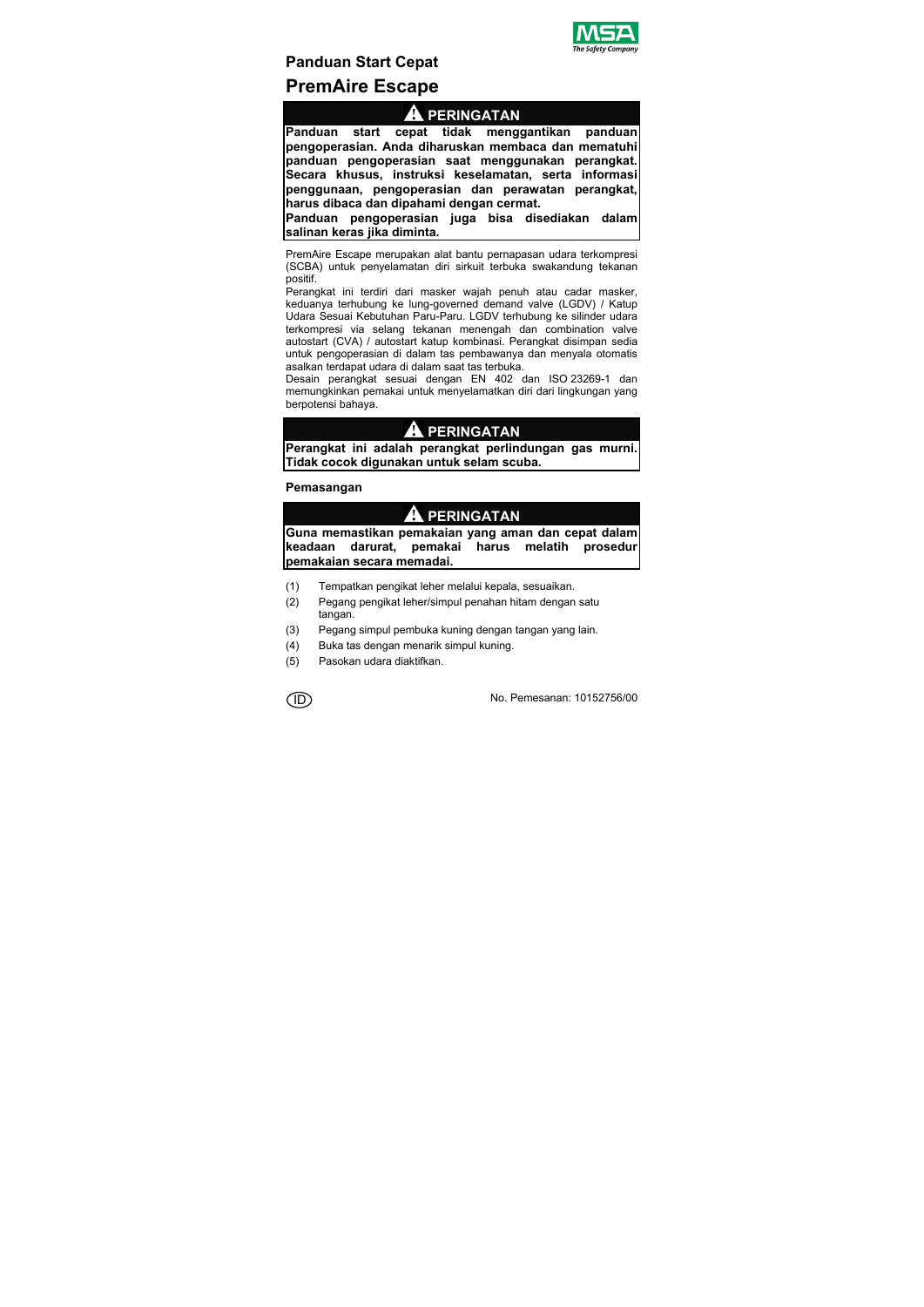## Panduan Start Cepat

# PremAire Escape

**⚠ PERINGATAN**

**Panduan start cepat tidak menggantikan panduan pengoperasian. Anda diharuskan membaca dan mematuhi panduan pengoperasian saat menggunakan perangkat. Secara khusus, instruksi keselamatan, serta informasi penggunaan, pengoperasian dan perawatan perangkat, harus dibaca dan dipahami dengan cermat.**

**Panduan pengoperasian juga bisa disediakan dalam salinan keras jika diminta.**

PremAire Escape merupakan alat bantu pernapasan udara terkompresi (SCBA) untuk penyelamatan diri sirkuit terbuka swakandung tekanan positif.

Perangkat ini terdiri dari masker wajah penuh atau cadar masker, keduanya terhubung ke lung-governed demand valve (LGDV) / Katup Udara Sesuai Kebutuhan Paru-Paru. LGDV terhubung ke silinder udara terkompresi via selang tekanan menengah dan combination valve autostart (CVA) / autostart katup kombinasi. Perangkat disimpan sedia untuk pengoperasian di dalam tas pembawanya dan menyala otomatis asalkan terdapat udara di dalam saat tas terbuka.

Desain perangkat sesuai dengan EN 402 dan ISO 23269-1 dan memungkinkan pemakai untuk menyelamatkan diri dari lingkungan yang berpotensi bahaya.

**⚠ PERINGATAN**

**Perangkat ini adalah perangkat perlindungan gas murni. Tidak cocok digunakan untuk selam scuba.**

### Pemasangan

**⚠ PERINGATAN**

**Guna memastikan pemakaian yang aman dan cepat dalam keadaan darurat, pemakai harus melatih prosedur pemakaian secara memadai.**

(1) Tempatkan pengikat leher melalui kepala, sesuaikan.

(2) Pegang pengikat leher/simpul penahan hitam dengan satu tangan.

(3) Pegang simpul pembuka kuning dengan tangan yang lain.

(4) Buka tas dengan menarik simpul kuning.

(5) Pasokan udara diaktifkan.

ID

No. Pemesanan: 10152756/00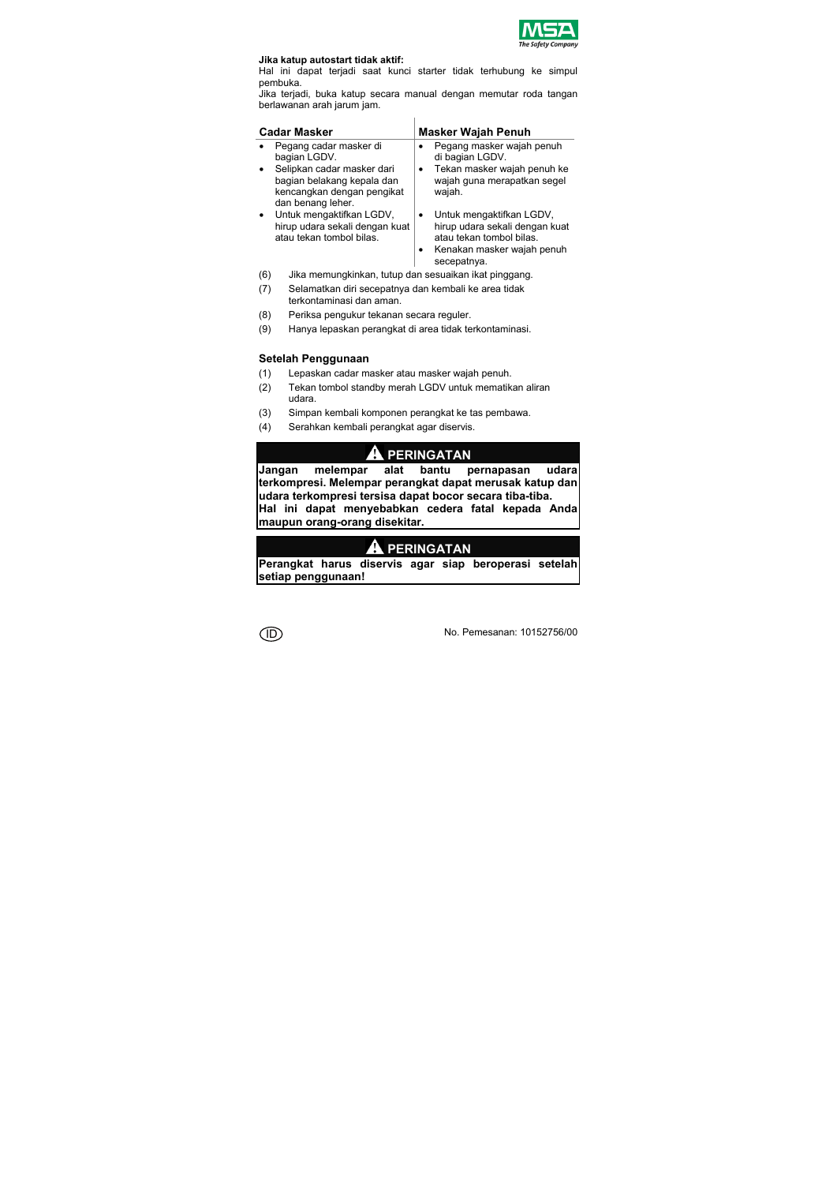**Jika katup autostart tidak aktif:**

Hal ini dapat terjadi saat kunci starter tidak terhubung ke simpul pembuka.

Jika terjadi, buka katup secara manual dengan memutar roda tangan berlawanan arah jarum jam.

| Cadar Masker | Masker Wajah Penuh |
|---|---|
| • Pegang cadar masker di bagian LGDV.<br>• Selipkan cadar masker dari bagian belakang kepala dan kencangkan dengan pengikat dan benang leher. | • Pegang masker wajah penuh di bagian LGDV.<br>• Tekan masker wajah penuh ke wajah guna merapatkan segel wajah. |
| • Untuk mengaktifkan LGDV, hirup udara sekali dengan kuat atau tekan tombol bilas. | • Untuk mengaktifkan LGDV, hirup udara sekali dengan kuat atau tekan tombol bilas.<br>• Kenakan masker wajah penuh secepatnya. |

(6) Jika memungkinkan, tutup dan sesuaikan ikat pinggang.

(7) Selamatkan diri secepatnya dan kembali ke area tidak terkontaminasi dan aman.

(8) Periksa pengukur tekanan secara reguler.

(9) Hanya lepaskan perangkat di area tidak terkontaminasi.

## Setelah Penggunaan

(1) Lepaskan cadar masker atau masker wajah penuh.

(2) Tekan tombol standby merah LGDV untuk mematikan aliran udara.

(3) Simpan kembali komponen perangkat ke tas pembawa.

(4) Serahkan kembali perangkat agar diservis.

**⚠ PERINGATAN**

**Jangan melempar alat bantu pernapasan udara terkompresi. Melempar perangkat dapat merusak katup dan udara terkompresi tersisa dapat bocor secara tiba-tiba.**
**Hal ini dapat menyebabkan cedera fatal kepada Anda maupun orang-orang disekitar.**

**⚠ PERINGATAN**

**Perangkat harus diservis agar siap beroperasi setelah setiap penggunaan!**

No. Pemesanan: 10152756/00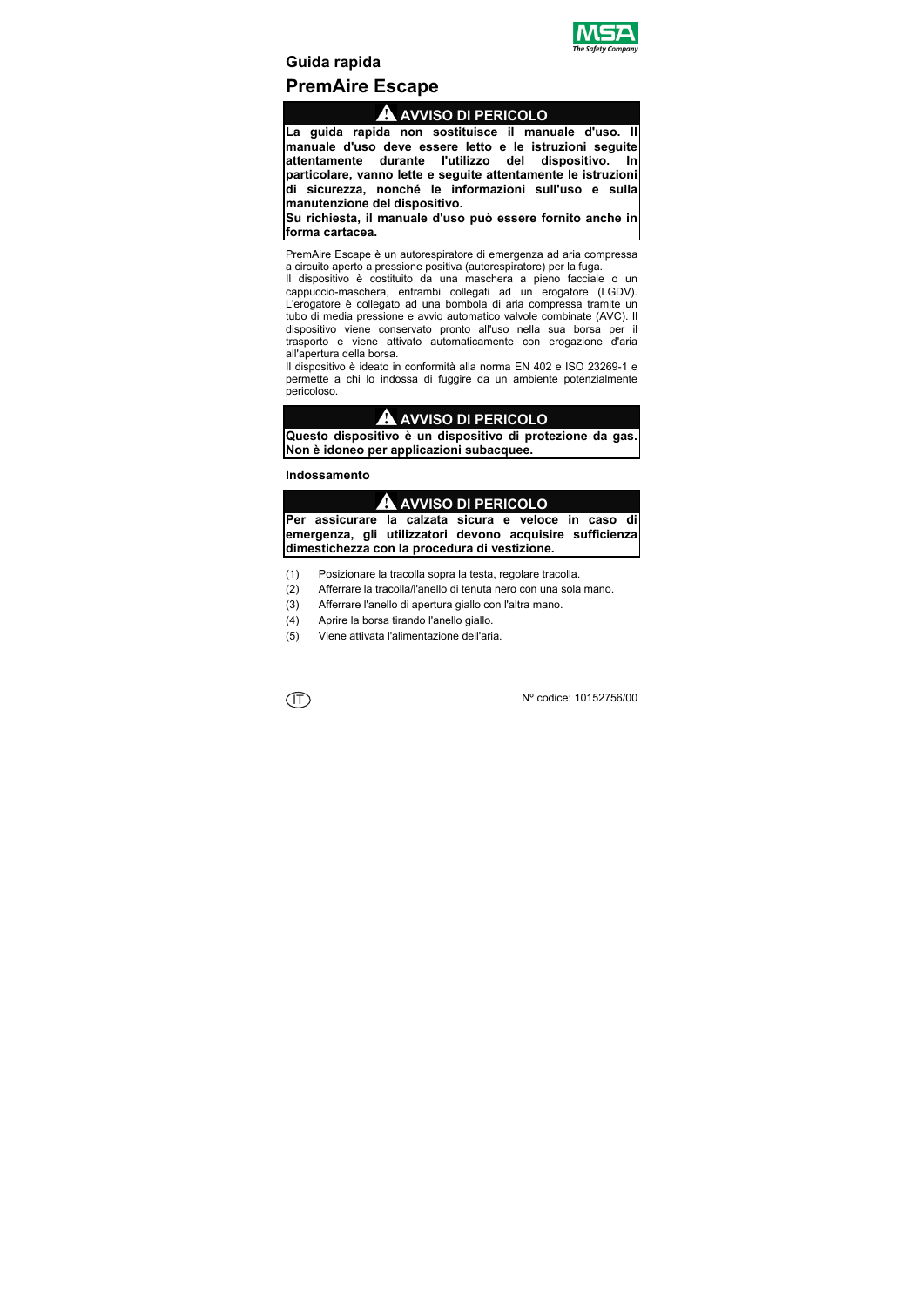## Guida rapida

# PremAire Escape

> ⚠ **AVVISO DI PERICOLO**
>
> **La guida rapida non sostituisce il manuale d'uso. Il manuale d'uso deve essere letto e le istruzioni seguite attentamente durante l'utilizzo del dispositivo. In particolare, vanno lette e seguite attentamente le istruzioni di sicurezza, nonché le informazioni sull'uso e sulla manutenzione del dispositivo.**
>
> **Su richiesta, il manuale d'uso può essere fornito anche in forma cartacea.**

PremAire Escape è un autorespiratore di emergenza ad aria compressa a circuito aperto a pressione positiva (autorespiratore) per la fuga.

Il dispositivo è costituito da una maschera a pieno facciale o un cappuccio-maschera, entrambi collegati ad un erogatore (LGDV). L'erogatore è collegato ad una bombola di aria compressa tramite un tubo di media pressione e avvio automatico valvole combinate (AVC). Il dispositivo viene conservato pronto all'uso nella sua borsa per il trasporto e viene attivato automaticamente con erogazione d'aria all'apertura della borsa.

Il dispositivo è ideato in conformità alla norma EN 402 e ISO 23269-1 e permette a chi lo indossa di fuggire da un ambiente potenzialmente pericoloso.

> ⚠ **AVVISO DI PERICOLO**
>
> **Questo dispositivo è un dispositivo di protezione da gas. Non è idoneo per applicazioni subacquee.**

### Indossamento

> ⚠ **AVVISO DI PERICOLO**
>
> **Per assicurare la calzata sicura e veloce in caso di emergenza, gli utilizzatori devono acquisire sufficienza dimestichezza con la procedura di vestizione.**

(1) Posizionare la tracolla sopra la testa, regolare tracolla.

(2) Afferrare la tracolla/l'anello di tenuta nero con una sola mano.

(3) Afferrare l'anello di apertura giallo con l'altra mano.

(4) Aprire la borsa tirando l'anello giallo.

(5) Viene attivata l'alimentazione dell'aria.

IT

Nº codice: 10152756/00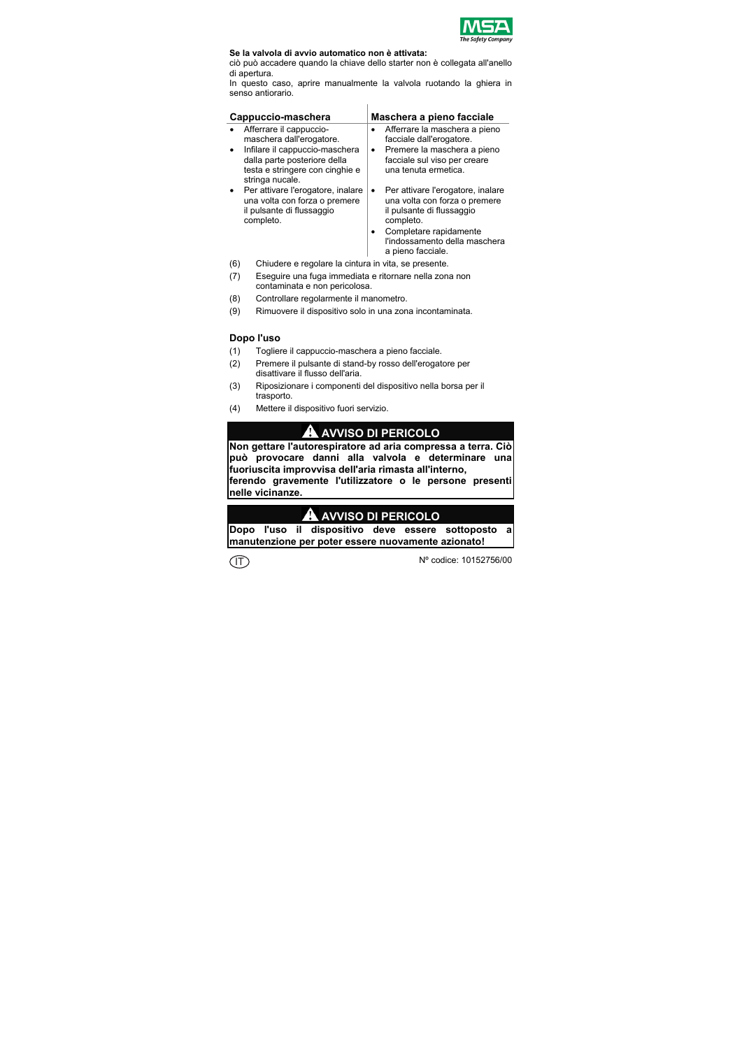**Se la valvola di avvio automatico non è attivata:**
ciò può accadere quando la chiave dello starter non è collegata all'anello di apertura.
In questo caso, aprire manualmente la valvola ruotando la ghiera in senso antiorario.

| Cappuccio-maschera | Maschera a pieno facciale |
|---|---|
| • Afferrare il cappuccio-maschera dall'erogatore.<br>• Infilare il cappuccio-maschera dalla parte posteriore della testa e stringere con cinghie e stringa nucale. | • Afferrare la maschera a pieno facciale dall'erogatore.<br>• Premere la maschera a pieno facciale sul viso per creare una tenuta ermetica. |
| • Per attivare l'erogatore, inalare una volta con forza o premere il pulsante di flussaggio completo. | • Per attivare l'erogatore, inalare una volta con forza o premere il pulsante di flussaggio completo.<br>• Completare rapidamente l'indossamento della maschera a pieno facciale. |

(6) Chiudere e regolare la cintura in vita, se presente.

(7) Eseguire una fuga immediata e ritornare nella zona non contaminata e non pericolosa.

(8) Controllare regolarmente il manometro.

(9) Rimuovere il dispositivo solo in una zona incontaminata.

## Dopo l'uso

(1) Togliere il cappuccio-maschera a pieno facciale.

(2) Premere il pulsante di stand-by rosso dell'erogatore per disattivare il flusso dell'aria.

(3) Riposizionare i componenti del dispositivo nella borsa per il trasporto.

(4) Mettere il dispositivo fuori servizio.

### ⚠ AVVISO DI PERICOLO

**Non gettare l'autorespiratore ad aria compressa a terra. Ciò può provocare danni alla valvola e determinare una fuoriuscita improvvisa dell'aria rimasta all'interno, ferendo gravemente l'utilizzatore o le persone presenti nelle vicinanze.**

### ⚠ AVVISO DI PERICOLO

**Dopo l'uso il dispositivo deve essere sottoposto a manutenzione per poter essere nuovamente azionato!**

IT

Nº codice: 10152756/00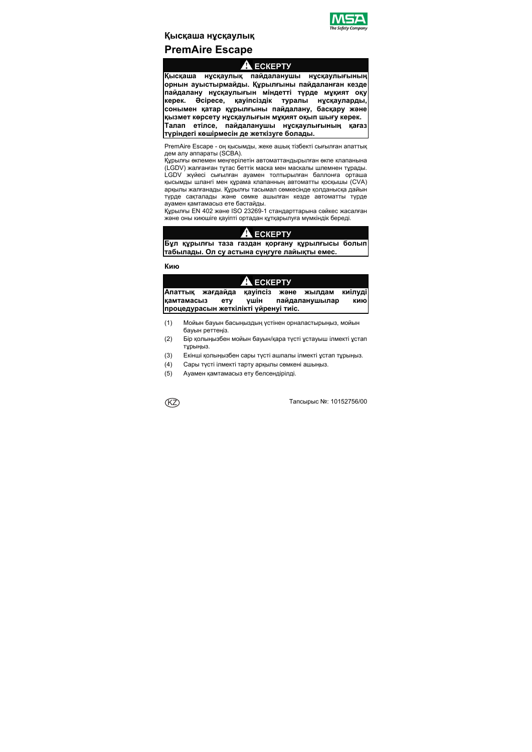## Қысқаша нұсқаулық

# PremAire Escape

> **⚠ ЕСКЕРТУ**
>
> **Қысқаша нұсқаулық пайдаланушы нұсқаулығының орнын ауыстырмайды. Құрылғыны пайдаланған кезде пайдалану нұсқаулығын міндетті түрде мұқият оқу керек. Әсіресе, қауіпсіздік туралы нұсқауларды, сонымен қатар құрылғыны пайдалану, басқару және қызмет көрсету нұсқаулығын мұқият оқып шығу керек.**
> **Талап етілсе, пайдаланушы нұсқаулығының қағаз түріндегі көшірмесін де жеткізуге болады.**

PremAire Escape - оң қысымды, жеке ашық тізбекті сығылған апаттық дем алу аппараты (SCBA).
Құрылғы өкпемен меңгерілетін автоматтандырылған өкпе клапанына (LGDV) жалғанған тұтас беттік маска мен маскалы шлемнен тұрады. LGDV жүйесі сығылған ауамен толтырылған баллонға орташа қысымды шланг мен құрама клапанның автоматты қосқышы (CVA) арқылы жалғанады. Құрылғы тасымал сөмкесінде қолдануға дайын түрде сақталады және сөмке ашылған кезде автоматты түрде ауамен қамтамасыз ете бастайды.
Құрылғы EN 402 және ISO 23269-1 стандарттарына сәйкес жасалған және оны киюшіге қауіпті ортадан құтқарылуға мүмкіндік береді.

> **⚠ ЕСКЕРТУ**
>
> **Бұл құрылғы таза газдан қорғану құрылғысы болып табылады. Ол су астына сүңгуге лайықты емес.**

**Кию**

> **⚠ ЕСКЕРТУ**
>
> **Апаттық жағдайда қауіпсіз және жылдам киілуді қамтамасыз ету үшін пайдаланушылар кию процедурасын жеткілікті үйренуі тиіс.**

(1) Мойын бауын басыңыздың үстінен орналастырыңыз, мойын бауын реттеңіз.

(2) Бір қолыңызбен мойын бауын/қара түсті ұстауыш ілмекті ұстап тұрыңыз.

(3) Екінші қолыңызбен сары түсті ашпалы ілмекті ұстап тұрыңыз.

(4) Сары түсті ілмекті тарту арқылы сөмкені ашыңыз.

(5) Ауамен қамтамасыз ету белсендірілді.

KZ

Тапсырыс №: 10152756/00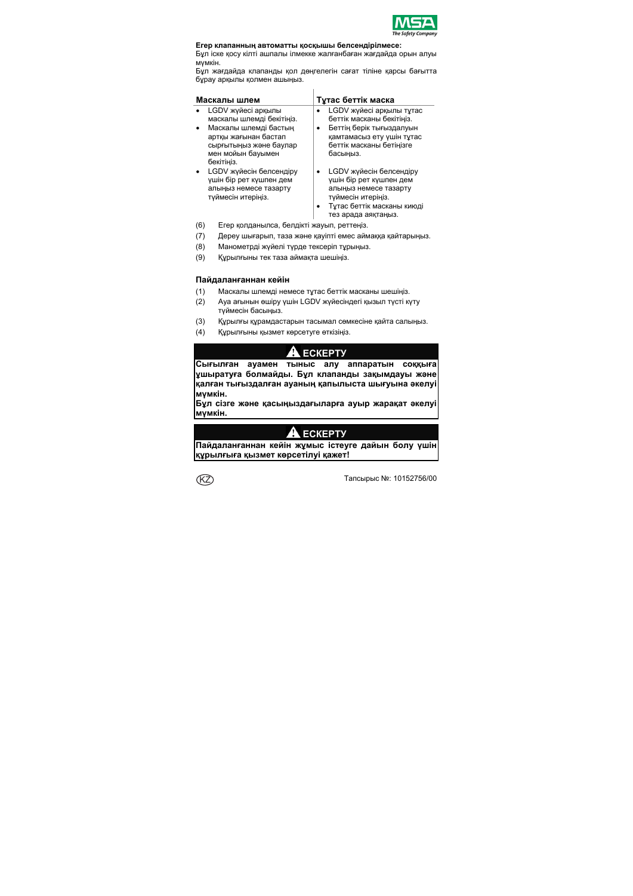**Егер клапанның автоматты қосқышы белсендірілмесе:**

Бұл іске қосу кілті ашпалы ілмекке жалғанбаған жағдайда орын алуы мүмкін.

Бұл жағдайда клапанды қол дөңгелегін сағат тіліне қарсы бағытта бұрау арқылы қолмен ашыңыз.

| Маскалы шлем | Тұтас беттік маска |
|---|---|
| • LGDV жүйесі арқылы маскалы шлемді бекітіңіз. | • LGDV жүйесі арқылы тұтас беттік масканы бекітіңіз. |
| • Маскалы шлемді бастың артқы жағынан бастап сырғытыңыз және баулар мен мойын бауымен бекітіңіз. | • Беттің берік тығыздалуын қамтамасыз ету үшін тұтас беттік масканы бетіңізге басыңыз. |
| • LGDV жүйесін белсендіру үшін бір рет күшпен дем алыңыз немесе тазарту түймесін итеріңіз. | • LGDV жүйесін белсендіру үшін бір рет күшпен дем алыңыз немесе тазарту түймесін итеріңіз. |
| | • Тұтас беттік масканы киюді тез арада аяқтаңыз. |

(6) Егер қолданылса, белдікті жауып, реттеңіз.

(7) Дереу шығарып, таза және қауіпті емес аймаққа қайтарыңыз.

(8) Манометрді жүйелі түрде тексеріп тұрыңыз.

(9) Құрылғыны тек таза аймақта шешіңіз.

## Пайдаланғаннан кейін

(1) Маскалы шлемді немесе тұтас беттік масканы шешіңіз.

(2) Ауа ағынын өшіру үшін LGDV жүйесіндегі қызыл түсті күту түймесін басыңыз.

(3) Құрылғы құрамдастарын тасымал сөмкесіне қайта салыңыз.

(4) Құрылғыны қызмет көрсетуге өткізіңіз.

## ⚠ ЕСКЕРТУ

**Сығылған ауамен тыныс алу аппаратын соққыға ұшыратуға болмайды. Бұл клапанды зақымдауы және қалған тығыздалған ауаның қапылыста шығуына әкелуі мүмкін.**

**Бұл сізге және қасыңыздағыларға ауыр жарақат әкелуі мүмкін.**

## ⚠ ЕСКЕРТУ

**Пайдаланғаннан кейін жұмыс істеуге дайын болу үшін құрылғыға қызмет көрсетілуі қажет!**

(KZ) Тапсырыс №: 10152756/00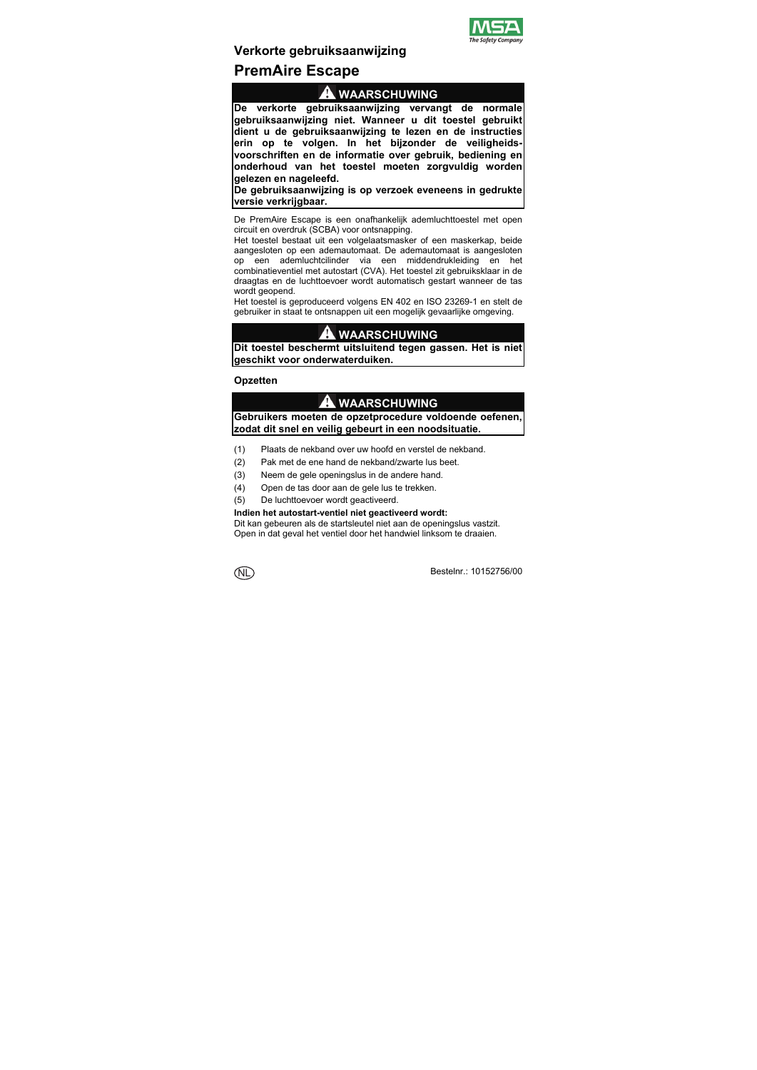## Verkorte gebruiksaanwijzing

# PremAire Escape

> **⚠ WAARSCHUWING**
>
> **De verkorte gebruiksaanwijzing vervangt de normale gebruiksaanwijzing niet. Wanneer u dit toestel gebruikt dient u de gebruiksaanwijzing te lezen en de instructies erin op te volgen. In het bijzonder de veiligheidsvoorschriften en de informatie over gebruik, bediening en onderhoud van het toestel moeten zorgvuldig worden gelezen en nageleefd.**
>
> **De gebruiksaanwijzing is op verzoek eveneens in gedrukte versie verkrijgbaar.**

De PremAire Escape is een onafhankelijk ademluchttoestel met open circuit en overdruk (SCBA) voor ontsnapping.

Het toestel bestaat uit een volgelaatsmasker of een maskerkap, beide aangesloten op een ademautomaat. De ademautomaat is aangesloten op een ademluchtcilinder via een middendrukleiding en het combinatieventiel met autostart (CVA). Het toestel zit gebruiksklaar in de draagtas en de luchttoevoer wordt automatisch gestart wanneer de tas wordt geopend.

Het toestel is geproduceerd volgens EN 402 en ISO 23269-1 en stelt de gebruiker in staat te ontsnappen uit een mogelijk gevaarlijke omgeving.

> **⚠ WAARSCHUWING**
>
> **Dit toestel beschermt uitsluitend tegen gassen. Het is niet geschikt voor onderwaterduiken.**

### Opzetten

> **⚠ WAARSCHUWING**
>
> **Gebruikers moeten de opzetprocedure voldoende oefenen, zodat dit snel en veilig gebeurt in een noodsituatie.**

(1) Plaats de nekband over uw hoofd en verstel de nekband.

(2) Pak met de ene hand de nekband/zwarte lus beet.

(3) Neem de gele openingslus in de andere hand.

(4) Open de tas door aan de gele lus te trekken.

(5) De luchttoevoer wordt geactiveerd.

**Indien het autostart-ventiel niet geactiveerd wordt:**

Dit kan gebeuren als de startsleutel niet aan de openingslus vastzit. Open in dat geval het ventiel door het handwiel linksom te draaien.

NL

Bestelnr.: 10152756/00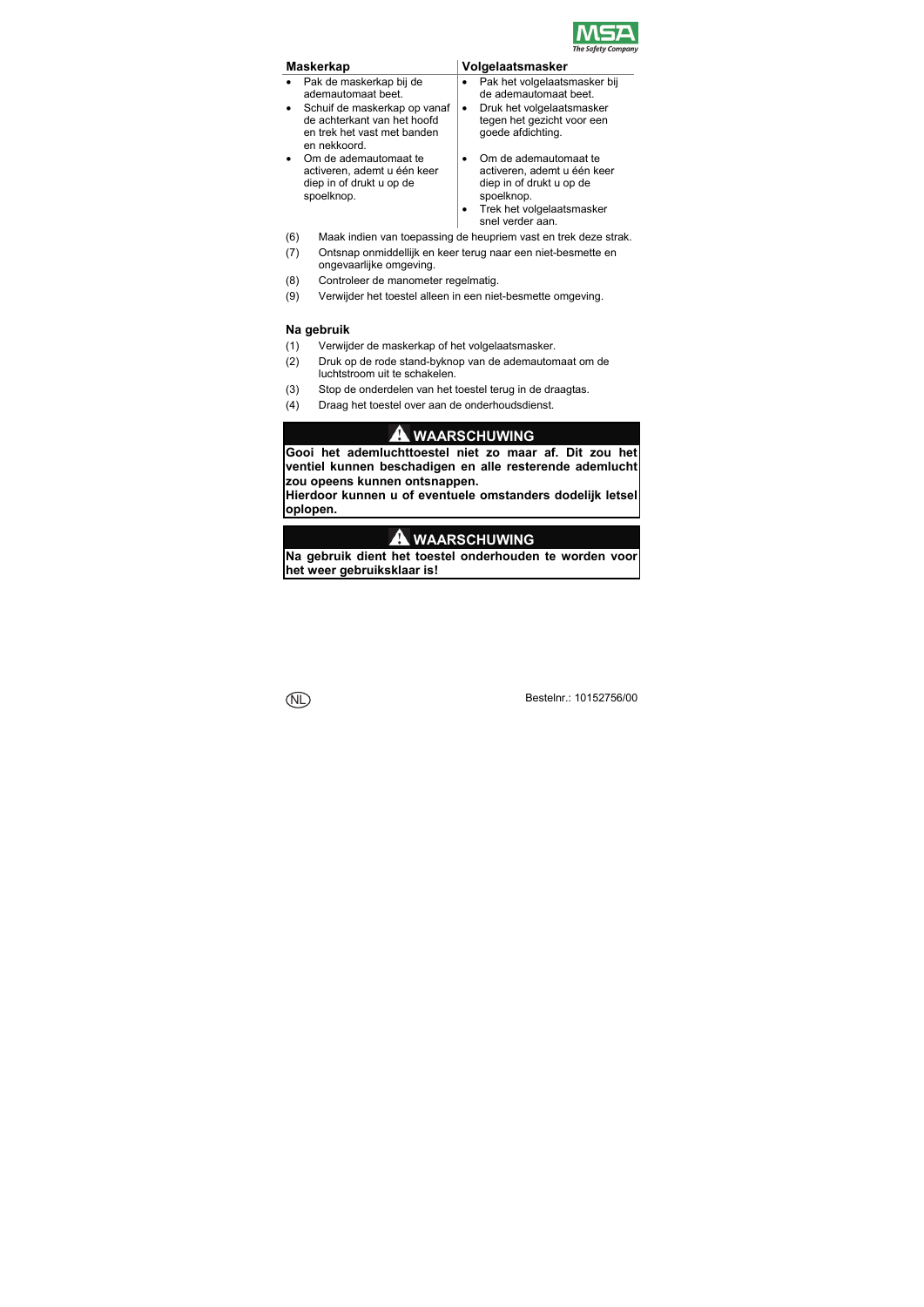| Maskerkap | Volgelaatsmasker |
|---|---|
| • Pak de maskerkap bij de ademautomaat beet. | • Pak het volgelaatsmasker bij de ademautomaat beet. |
| • Schuif de maskerkap op vanaf de achterkant van het hoofd en trek het vast met banden en nekkoord. | • Druk het volgelaatsmasker tegen het gezicht voor een goede afdichting. |
| • Om de ademautomaat te activeren, ademt u één keer diep in of drukt u op de spoelknop. | • Om de ademautomaat te activeren, ademt u één keer diep in of drukt u op de spoelknop. |
| | • Trek het volgelaatsmasker snel verder aan. |

(6) Maak indien van toepassing de heupriem vast en trek deze strak.

(7) Ontsnap onmiddellijk en keer terug naar een niet-besmette en ongevaarlijke omgeving.

(8) Controleer de manometer regelmatig.

(9) Verwijder het toestel alleen in een niet-besmette omgeving.

## Na gebruik

(1) Verwijder de maskerkap of het volgelaatsmasker.

(2) Druk op de rode stand-byknop van de ademautomaat om de luchtstroom uit te schakelen.

(3) Stop de onderdelen van het toestel terug in de draagtas.

(4) Draag het toestel over aan de onderhoudsdienst.

### ⚠ WAARSCHUWING

**Gooi het ademluchttoestel niet zo maar af. Dit zou het ventiel kunnen beschadigen en alle resterende ademlucht zou opeens kunnen ontsnappen.**
**Hierdoor kunnen u of eventuele omstanders dodelijk letsel oplopen.**

### ⚠ WAARSCHUWING

**Na gebruik dient het toestel onderhouden te worden voor het weer gebruiksklaar is!**

NL

Bestelnr.: 10152756/00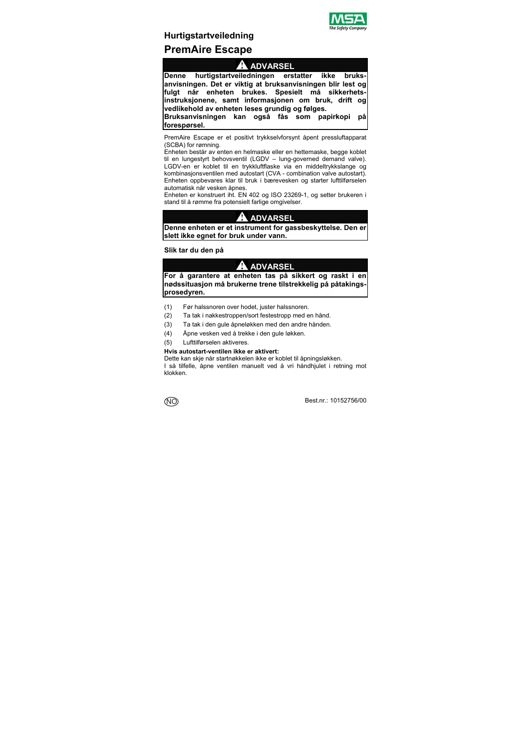# Hurtigstartveiledning

# PremAire Escape

> **⚠ ADVARSEL**
>
> **Denne hurtigstartveiledningen erstatter ikke bruksanvisningen. Det er viktig at bruksanvisningen blir lest og fulgt når enheten brukes. Spesielt må sikkerhetsinstruksjonene, samt informasjonen om bruk, drift og vedlikehold av enheten leses grundig og følges.**
>
> **Bruksanvisningen kan også fås som papirkopi på forespørsel.**

PremAire Escape er et positivt trykkselvforsynt åpent pressluftapparat (SCBA) for rømning.

Enheten består av enten en helmaske eller en hettemaske, begge koblet til en lungestyrt behovsventil (LGDV – lung-governed demand valve). LGDV-en er koblet til en trykkluftflaske via en middeltrykkslange og kombinasjonsventilen med autostart (CVA - combination valve autostart). Enheten oppbevares klar til bruk i bærevesken og starter lufttilførselen automatisk når vesken åpnes.

Enheten er konstruert iht. EN 402 og ISO 23269-1, og setter brukeren i stand til å rømme fra potensielt farlige omgivelser.

> **⚠ ADVARSEL**
>
> **Denne enheten er et instrument for gassbeskyttelse. Den er slett ikke egnet for bruk under vann.**

**Slik tar du den på**

> **⚠ ADVARSEL**
>
> **For å garantere at enheten tas på sikkert og raskt i en nødssituasjon må brukerne trene tilstrekkelig på påtakingsprosedyren.**

(1) Før halssnoren over hodet, juster halssnoren.

(2) Ta tak i nakkestroppen/sort festestropp med en hånd.

(3) Ta tak i den gule åpneløkken med den andre hånden.

(4) Åpne vesken ved å trekke i den gule løkken.

(5) Lufttilførselen aktiveres.

**Hvis autostart-ventilen ikke er aktivert:**

Dette kan skje når startnøkkelen ikke er koblet til åpningsløkken.

I så tilfelle, åpne ventilen manuelt ved å vri håndhjulet i retning mot klokken.

NO

Best.nr.: 10152756/00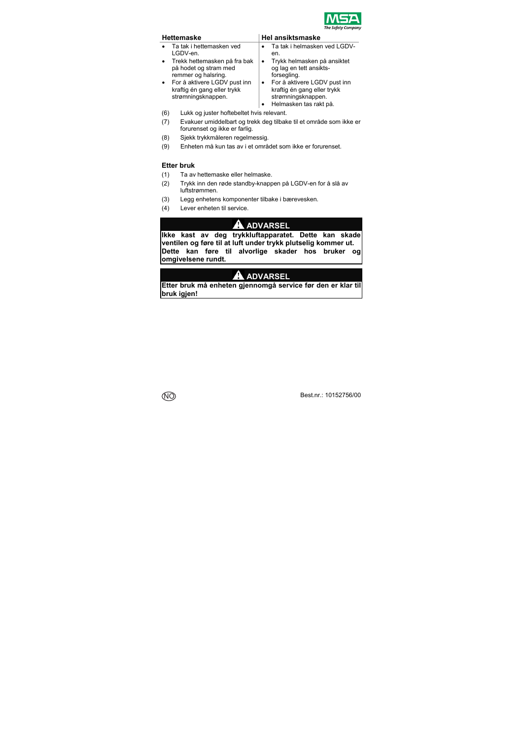| Hettemaske | Hel ansiktsmaske |
|---|---|
| • Ta tak i hettemasken ved LGDV-en.<br>• Trekk hettemasken på fra bak på hodet og stram med remmer og halsring.<br>• For å aktivere LGDV pust inn kraftig én gang eller trykk strømningsknappen. | • Ta tak i helmasken ved LGDV-en.<br>• Trykk helmasken på ansiktet og lag en tett ansikts-forsegling.<br>• For å aktivere LGDV pust inn kraftig én gang eller trykk strømningsknappen.<br>• Helmasken tas rakt på. |

(6) Lukk og juster hoftebeltet hvis relevant.

(7) Evakuer umiddelbart og trekk deg tilbake til et område som ikke er forurenset og ikke er farlig.

(8) Sjekk trykkmåleren regelmessig.

(9) Enheten må kun tas av i et området som ikke er forurenset.

### Etter bruk

(1) Ta av hettemaske eller helmaske.

(2) Trykk inn den røde standby-knappen på LGDV-en for å slå av luftstrømmen.

(3) Legg enhetens komponenter tilbake i bærevesken.

(4) Lever enheten til service.

**⚠ ADVARSEL**

**Ikke kast av deg trykkluftapparatet. Dette kan skade ventilen og føre til at luft under trykk plutselig kommer ut. Dette kan føre til alvorlige skader hos bruker og omgivelsene rundt.**

**⚠ ADVARSEL**

**Etter bruk må enheten gjennomgå service før den er klar til bruk igjen!**

Best.nr.: 10152756/00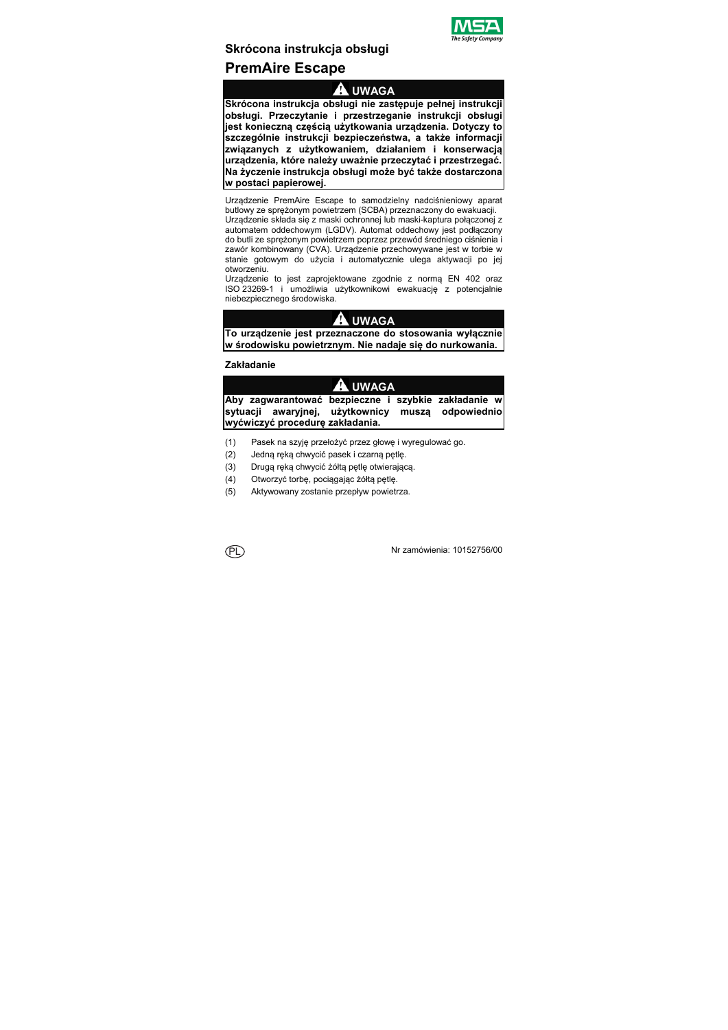## Skrócona instrukcja obsługi

# PremAire Escape

> **⚠ UWAGA**
>
> **Skrócona instrukcja obsługi nie zastępuje pełnej instrukcji obsługi. Przeczytanie i przestrzeganie instrukcji obsługi jest konieczną częścią użytkowania urządzenia. Dotyczy to szczególnie instrukcji bezpieczeństwa, a także informacji związanych z użytkowaniem, działaniem i konserwacją urządzenia, które należy uważnie przeczytać i przestrzegać. Na życzenie instrukcja obsługi może być także dostarczona w postaci papierowej.**

Urządzenie PremAire Escape to samodzielny nadciśnieniowy aparat butlowy ze sprężonym powietrzem (SCBA) przeznaczony do ewakuacji.
Urządzenie składa się z maski ochronnej lub maski-kaptura połączonej z automatem oddechowym (LGDV). Automat oddechowy jest podłączony do butli ze sprężonym powietrzem poprzez przewód średniego ciśnienia i zawór kombinowany (CVA). Urządzenie przechowywane jest w torbie w stanie gotowym do użycia i automatycznie ulega aktywacji po jej otworzeniu.
Urządzenie to jest zaprojektowane zgodnie z normą EN 402 oraz ISO 23269-1 i umożliwia użytkownikowi ewakuację z potencjalnie niebezpiecznego środowiska.

> **⚠ UWAGA**
>
> **To urządzenie jest przeznaczone do stosowania wyłącznie w środowisku powietrznym. Nie nadaje się do nurkowania.**

### Zakładanie

> **⚠ UWAGA**
>
> **Aby zagwarantować bezpieczne i szybkie zakładanie w sytuacji awaryjnej, użytkownicy muszą odpowiednio wyćwiczyć procedurę zakładania.**

(1) Pasek na szyję przełożyć przez głowę i wyregulować go.

(2) Jedną ręką chwycić pasek i czarną pętlę.

(3) Drugą ręką chwycić żółtą pętlę otwierającą.

(4) Otworzyć torbę, pociągając żółtą pętlę.

(5) Aktywowany zostanie przepływ powietrza.

PL

Nr zamówienia: 10152756/00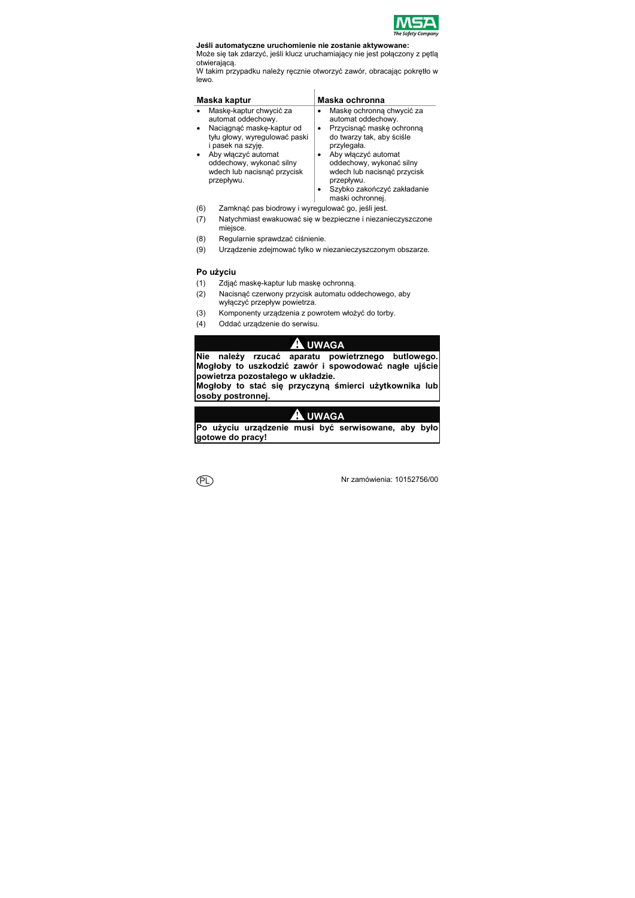**Jeśli automatyczne uruchomienie nie zostanie aktywowane:**
Może się tak zdarzyć, jeśli klucz uruchamiający nie jest połączony z pętlą otwierającą.
W takim przypadku należy ręcznie otworzyć zawór, obracając pokrętło w lewo.

| Maska kaptur | Maska ochronna |
|---|---|
| • Maskę-kaptur chwycić za automat oddechowy.<br>• Naciągnąć maskę-kaptur od tyłu głowy, wyregulować paski i pasek na szyję.<br>• Aby włączyć automat oddechowy, wykonać silny wdech lub nacisnąć przycisk przepływu. | • Maskę ochronną chwycić za automat oddechowy.<br>• Przycisnąć maskę ochronną do twarzy tak, aby ściśle przylegała.<br>• Aby włączyć automat oddechowy, wykonać silny wdech lub nacisnąć przycisk przepływu.<br>• Szybko zakończyć zakładanie maski ochronnej. |

(6) Zamknąć pas biodrowy i wyregulować go, jeśli jest.

(7) Natychmiast ewakuować się w bezpieczne i niezanieczyszczone miejsce.

(8) Regularnie sprawdzać ciśnienie.

(9) Urządzenie zdejmować tylko w niezanieczyszczonym obszarze.

## Po użyciu

(1) Zdjąć maskę-kaptur lub maskę ochronną.

(2) Nacisnąć czerwony przycisk automatu oddechowego, aby wyłączyć przepływ powietrza.

(3) Komponenty urządzenia z powrotem włożyć do torby.

(4) Oddać urządzenie do serwisu.

**⚠ UWAGA**

**Nie należy rzucać aparatu powietrznego butlowego. Mogłoby to uszkodzić zawór i spowodować nagłe ujście powietrza pozostałego w układzie.**
**Mogłoby to stać się przyczyną śmierci użytkownika lub osoby postronnej.**

**⚠ UWAGA**

**Po użyciu urządzenie musi być serwisowane, aby było gotowe do pracy!**

Nr zamówienia: 10152756/00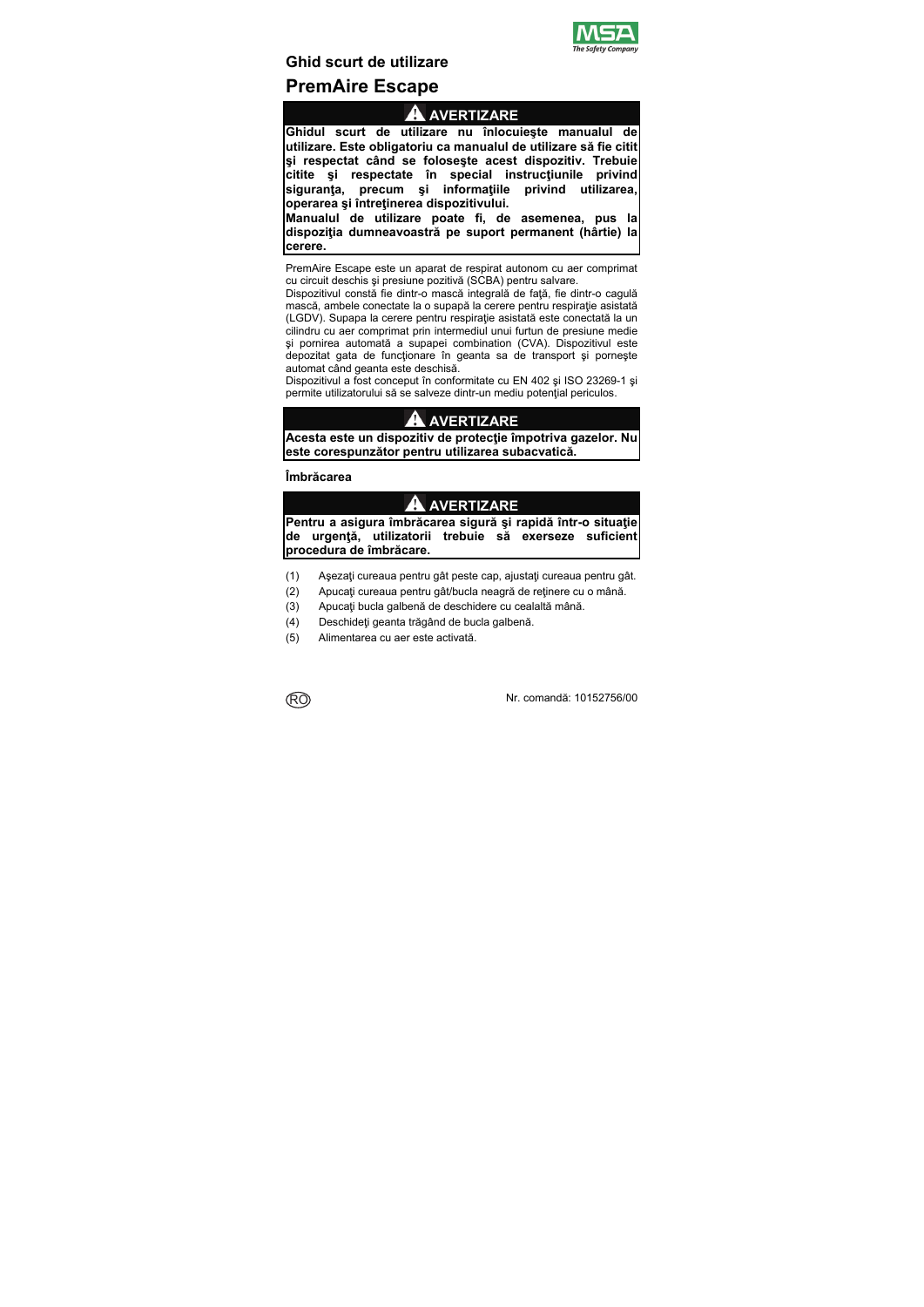## Ghid scurt de utilizare

# PremAire Escape

**⚠ AVERTIZARE**

**Ghidul scurt de utilizare nu înlocuieşte manualul de utilizare. Este obligatoriu ca manualul de utilizare să fie citit şi respectat când se foloseşte acest dispozitiv. Trebuie citite şi respectate în special instrucţiunile privind siguranţa, precum şi informaţiile privind utilizarea, operarea şi întreţinerea dispozitivului.**

**Manualul de utilizare poate fi, de asemenea, pus la dispoziţia dumneavoastră pe suport permanent (hârtie) la cerere.**

PremAire Escape este un aparat de respirat autonom cu aer comprimat cu circuit deschis şi presiune pozitivă (SCBA) pentru salvare.

Dispozitivul constă fie dintr-o mască integrală de faţă, fie dintr-o cagulă mască, ambele conectate la o supapă la cerere pentru respiraţie asistată (LGDV). Supapa la cerere pentru respiraţie asistată este conectată la un cilindru cu aer comprimat prin intermediul unui furtun de presiune medie şi pornirea automată a supapei combination (CVA). Dispozitivul este depozitat gata de funcţionare în geanta sa de transport şi porneşte automat când geanta este deschisă.

Dispozitivul a fost conceput în conformitate cu EN 402 şi ISO 23269-1 şi permite utilizatorului să se salveze dintr-un mediu potenţial periculos.

**⚠ AVERTIZARE**

**Acesta este un dispozitiv de protecţie împotriva gazelor. Nu este corespunzător pentru utilizarea subacvatică.**

### Îmbrăcarea

**⚠ AVERTIZARE**

**Pentru a asigura îmbrăcarea sigură şi rapidă într-o situaţie de urgenţă, utilizatorii trebuie să exerseze suficient procedura de îmbrăcare.**

(1) Aşezaţi cureaua pentru gât peste cap, ajustaţi cureaua pentru gât.

(2) Apucaţi cureaua pentru gât/bucla neagră de reţinere cu o mână.

(3) Apucaţi bucla galbenă de deschidere cu cealaltă mână.

(4) Deschideţi geanta trăgând de bucla galbenă.

(5) Alimentarea cu aer este activată.

RO

Nr. comandă: 10152756/00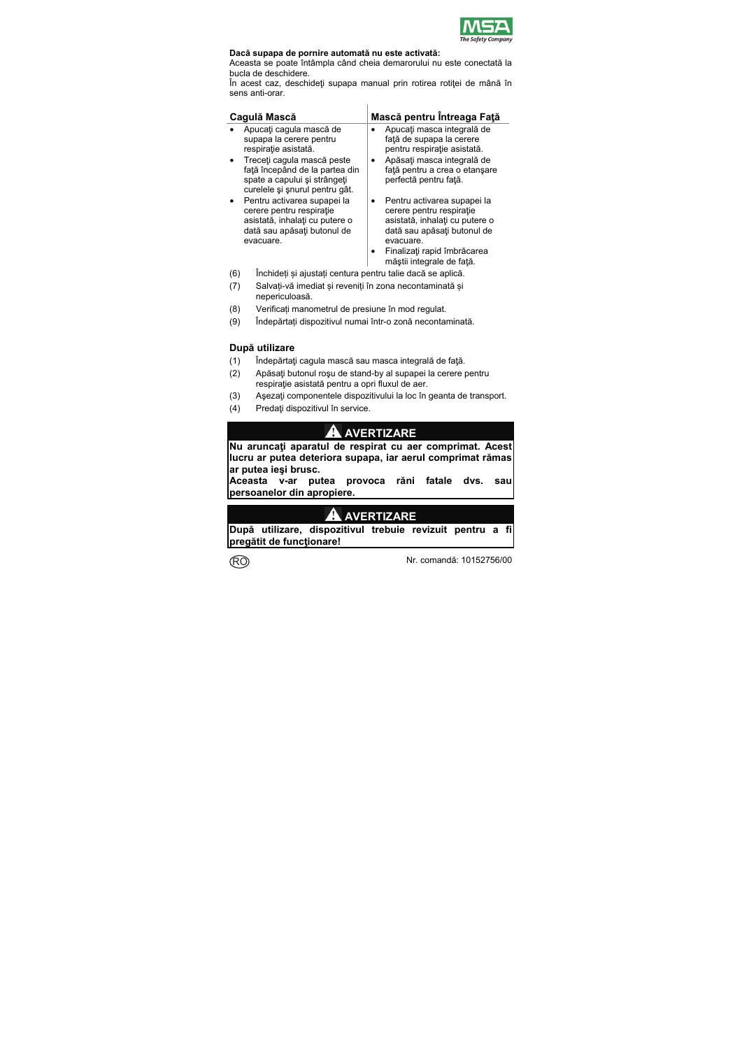**Dacă supapa de pornire automată nu este activată:**
Aceasta se poate întâmpla când cheia demarorului nu este conectată la bucla de deschidere.
În acest caz, deschideţi supapa manual prin rotirea rotiţei de mână în sens anti-orar.

| Cagulă Mască | Mască pentru Întreaga Faţă |
|---|---|
| • Apucaţi cagula mască de supapa la cerere pentru respiraţie asistată. | • Apucaţi masca integrală de faţă de supapa la cerere pentru respiraţie asistată. |
| • Treceţi cagula mască peste faţă începând de la partea din spate a capului şi strângeţi curelele şi şnurul pentru gât. | • Apăsaţi masca integrală de faţă pentru a crea o etanşare perfectă pentru faţă. |
| • Pentru activarea supapei la cerere pentru respiraţie asistată, inhalaţi cu putere o dată sau apăsaţi butonul de evacuare. | • Pentru activarea supapei la cerere pentru respiraţie asistată, inhalaţi cu putere o dată sau apăsaţi butonul de evacuare.<br>• Finalizaţi rapid îmbrăcarea măştii integrale de faţă. |

(6) Închideți și ajustați centura pentru talie dacă se aplică.
(7) Salvați-vă imediat și reveniți în zona necontaminată și nepericuloasă.
(8) Verificați manometrul de presiune în mod regulat.
(9) Îndepărtați dispozitivul numai într-o zonă necontaminată.

## După utilizare

(1) Îndepărtaţi cagula mască sau masca integrală de faţă.
(2) Apăsaţi butonul roşu de stand-by al supapei la cerere pentru respiraţie asistată pentru a opri fluxul de aer.
(3) Aşezaţi componentele dispozitivului la loc în geanta de transport.
(4) Predaţi dispozitivul în service.

**⚠ AVERTIZARE**

**Nu aruncaţi aparatul de respirat cu aer comprimat. Acest lucru ar putea deteriora supapa, iar aerul comprimat rămas ar putea ieşi brusc.**
**Aceasta v-ar putea provoca răni fatale dvs. sau persoanelor din apropiere.**

**⚠ AVERTIZARE**

**După utilizare, dispozitivul trebuie revizuit pentru a fi pregătit de funcţionare!**

RO Nr. comandă: 10152756/00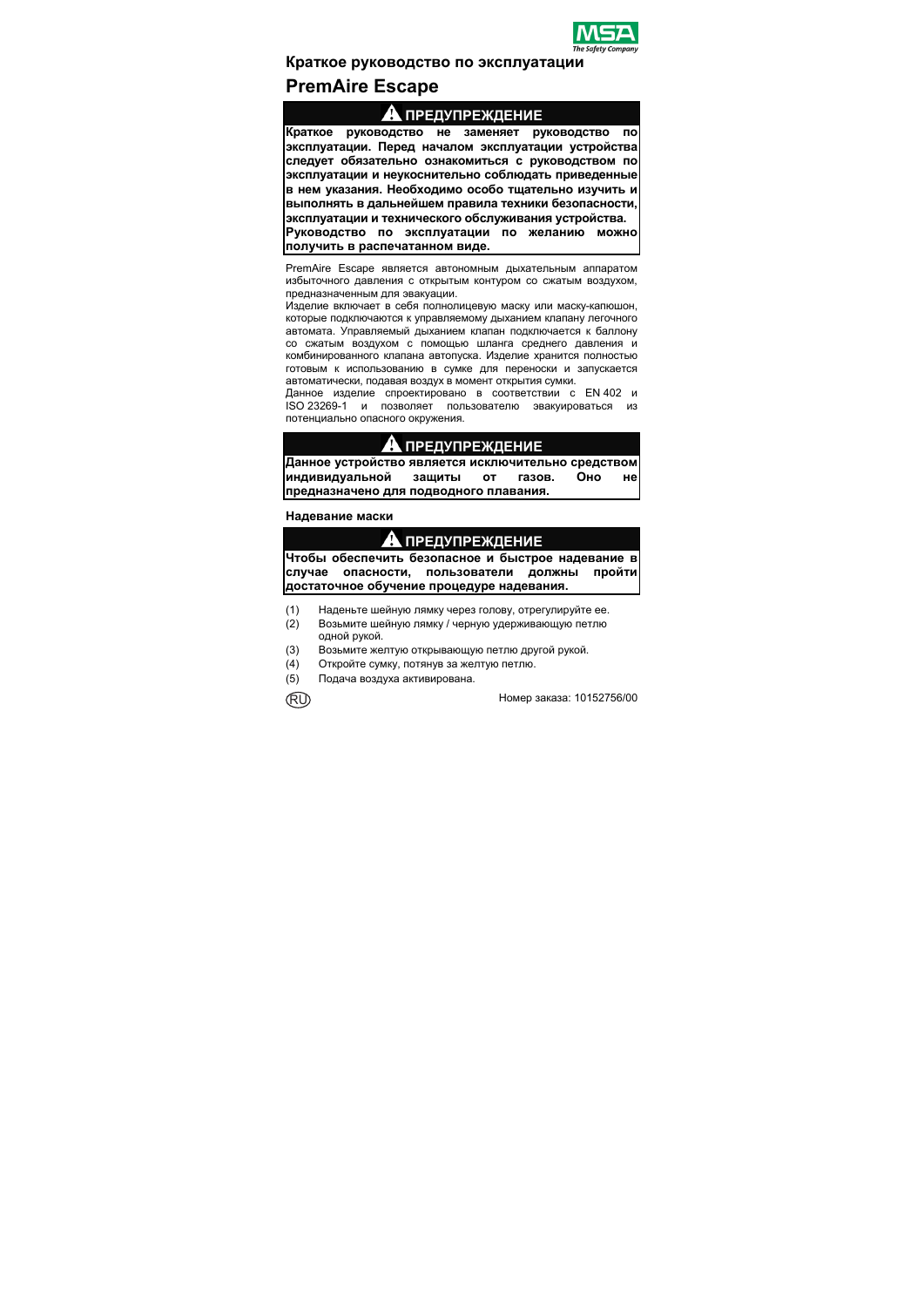## Краткое руководство по эксплуатации

# PremAire Escape

**⚠ ПРЕДУПРЕЖДЕНИЕ**

**Краткое руководство не заменяет руководство по эксплуатации. Перед началом эксплуатации устройства следует обязательно ознакомиться с руководством по эксплуатации и неукоснительно соблюдать приведенные в нем указания. Необходимо особо тщательно изучить и выполнять в дальнейшем правила техники безопасности, эксплуатации и технического обслуживания устройства.**
**Руководство по эксплуатации по желанию можно получить в распечатанном виде.**

PremAire Escape является автономным дыхательным аппаратом избыточного давления с открытым контуром со сжатым воздухом, предназначенным для эвакуации.
Изделие включает в себя полнолицевую маску или маску-капюшон, которые подключаются к управляемому дыханием клапану легочного автомата. Управляемый дыханием клапан подключается к баллону со сжатым воздухом с помощью шланга среднего давления и комбинированного клапана автопуска. Изделие хранится полностью готовым к использованию в сумке для переноски и запускается автоматически, подавая воздух в момент открытия сумки.
Данное изделие спроектировано в соответствии с EN 402 и ISO 23269-1 и позволяет пользователю эвакуироваться из потенциально опасного окружения.

**⚠ ПРЕДУПРЕЖДЕНИЕ**

**Данное устройство является исключительно средством индивидуальной защиты от газов. Оно не предназначено для подводного плавания.**

**Надевание маски**

**⚠ ПРЕДУПРЕЖДЕНИЕ**

**Чтобы обеспечить безопасное и быстрое надевание в случае опасности, пользователи должны пройти достаточное обучение процедуре надевания.**

(1) Наденьте шейную лямку через голову, отрегулируйте ее.
(2) Возьмите шейную лямку / черную удерживающую петлю одной рукой.
(3) Возьмите желтую открывающую петлю другой рукой.
(4) Откройте сумку, потянув за желтую петлю.
(5) Подача воздуха активирована.

RU

Номер заказа: 10152756/00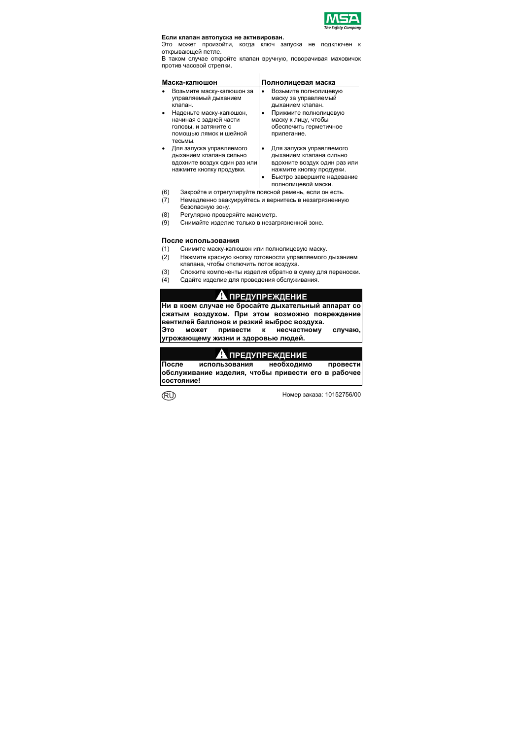**Если клапан автопуска не активирован.**

Это может произойти, когда ключ запуска не подключен к открывающей петле.

В таком случае откройте клапан вручную, поворачивая маховичок против часовой стрелки.

| Маска-капюшон | Полнолицевая маска |
|---|---|
| • Возьмите маску-капюшон за управляемый дыханием клапан. | • Возьмите полнолицевую маску за управляемый дыханием клапан. |
| • Наденьте маску-капюшон, начиная с задней части головы, и затяните с помощью лямок и шейной тесьмы. | • Прижмите полнолицевую маску к лицу, чтобы обеспечить герметичное прилегание. |
| • Для запуска управляемого дыханием клапана сильно вдохните воздух один раз или нажмите кнопку продувки. | • Для запуска управляемого дыханием клапана сильно вдохните воздух один раз или нажмите кнопку продувки. |
| | • Быстро завершите надевание полнолицевой маски. |

(6) Закройте и отрегулируйте поясной ремень, если он есть.
(7) Немедленно эвакуируйтесь и вернитесь в незагрязненную безопасную зону.
(8) Регулярно проверяйте манометр.
(9) Снимайте изделие только в незагрязненной зоне.

## После использования

(1) Снимите маску-капюшон или полнолицевую маску.
(2) Нажмите красную кнопку готовности управляемого дыханием клапана, чтобы отключить поток воздуха.
(3) Сложите компоненты изделия обратно в сумку для переноски.
(4) Сдайте изделие для проведения обслуживания.

### ⚠ ПРЕДУПРЕЖДЕНИЕ

**Ни в коем случае не бросайте дыхательный аппарат со сжатым воздухом. При этом возможно повреждение вентилей баллонов и резкий выброс воздуха.**
**Это может привести к несчастному случаю, угрожающему жизни и здоровью людей.**

### ⚠ ПРЕДУПРЕЖДЕНИЕ

**После использования необходимо провести обслуживание изделия, чтобы привести его в рабочее состояние!**

(RU) Номер заказа: 10152756/00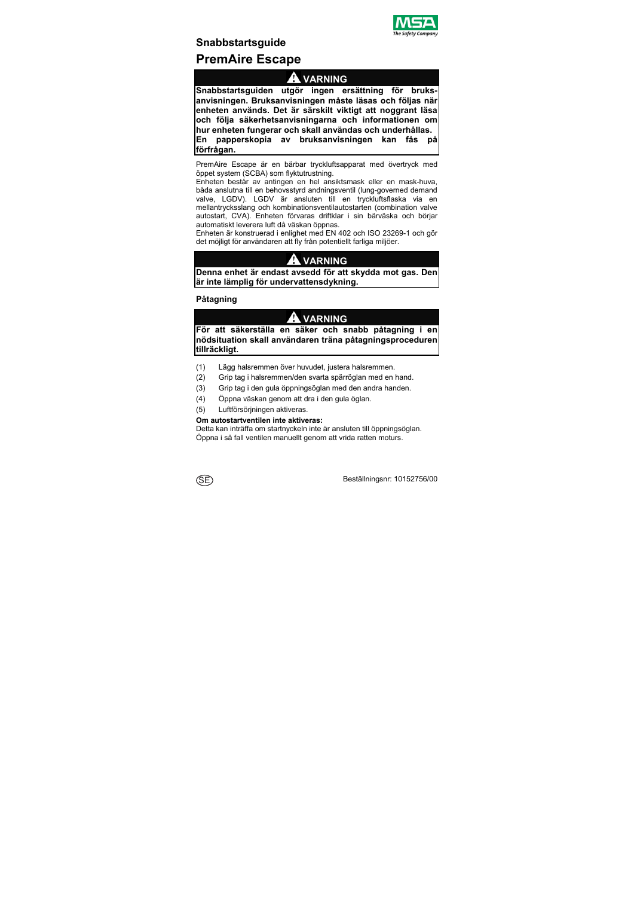## Snabbstartsguide

# PremAire Escape

**⚠ VARNING**

**Snabbstartsguiden utgör ingen ersättning för bruks-anvisningen. Bruksanvisningen måste läsas och följas när enheten används. Det är särskilt viktigt att noggrant läsa och följa säkerhetsanvisningarna och informationen om hur enheten fungerar och skall användas och underhållas.**
**En papperskopia av bruksanvisningen kan fås på förfrågan.**

PremAire Escape är en bärbar tryckluftsapparat med övertryck med öppet system (SCBA) som flyktutrustning.
Enheten består av antingen en hel ansiktsmask eller en mask-huva, båda anslutna till en behovsstyrd andningsventil (lung-governed demand valve, LGDV). LGDV är ansluten till en tryckluftsflaska via en mellantrycksslang och kombinationsventilautostarten (combination valve autostart, CVA). Enheten förvaras driftklar i sin bärväska och börjar automatiskt leverera luft då väskan öppnas.
Enheten är konstruerad i enlighet med EN 402 och ISO 23269-1 och gör det möjligt för användaren att fly från potentiellt farliga miljöer.

**⚠ VARNING**

**Denna enhet är endast avsedd för att skydda mot gas. Den är inte lämplig för undervattensdykning.**

### Påtagning

**⚠ VARNING**

**För att säkerställa en säker och snabb påtagning i en nödsituation skall användaren träna påtagningsproceduren tillräckligt.**

(1) Lägg halsremmen över huvudet, justera halsremmen.
(2) Grip tag i halsremmen/den svarta spärröglan med en hand.
(3) Grip tag i den gula öppningsöglan med den andra handen.
(4) Öppna väskan genom att dra i den gula öglan.
(5) Luftförsörjningen aktiveras.

**Om autostartventilen inte aktiveras:**
Detta kan inträffa om startnyckeln inte är ansluten till öppningsöglan.
Öppna i så fall ventilen manuellt genom att vrida ratten moturs.

SE

Beställningsnr: 10152756/00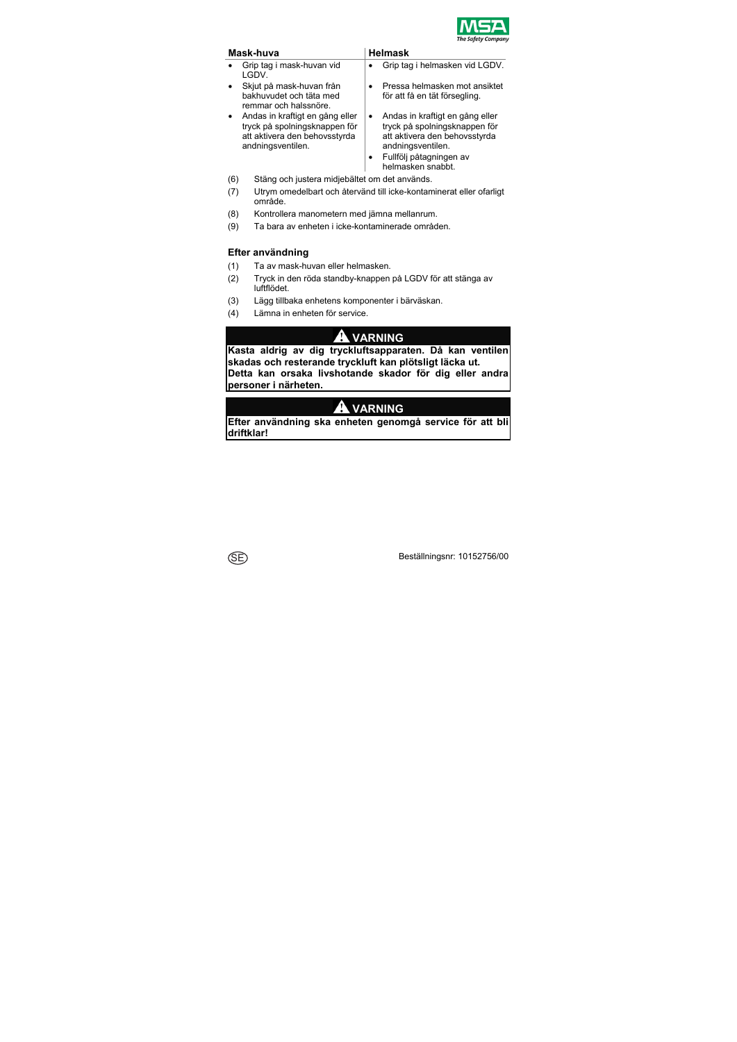| Mask-huva | Helmask |
|---|---|
| • Grip tag i mask-huvan vid LGDV. | • Grip tag i helmasken vid LGDV. |
| • Skjut på mask-huvan från bakhuvudet och täta med remmar och halssnöre. | • Pressa helmasken mot ansiktet för att få en tät försegling. |
| • Andas in kraftigt en gång eller tryck på spolningsknappen för att aktivera den behovsstyrda andningsventilen. | • Andas in kraftigt en gång eller tryck på spolningsknappen för att aktivera den behovsstyrda andningsventilen. |
| | • Fullfölj påtagningen av helmasken snabbt. |

(6) Stäng och justera midjebältet om det används.

(7) Utrym omedelbart och återvänd till icke-kontaminerat eller ofarligt område.

(8) Kontrollera manometern med jämna mellanrum.

(9) Ta bara av enheten i icke-kontaminerade områden.

### Efter användning

(1) Ta av mask-huvan eller helmasken.

(2) Tryck in den röda standby-knappen på LGDV för att stänga av luftflödet.

(3) Lägg tillbaka enhetens komponenter i bärväskan.

(4) Lämna in enheten för service.

**⚠ VARNING**

**Kasta aldrig av dig tryckluftsapparaten. Då kan ventilen skadas och resterande tryckluft kan plötsligt läcka ut. Detta kan orsaka livshotande skador för dig eller andra personer i närheten.**

**⚠ VARNING**

**Efter användning ska enheten genomgå service för att bli driftklar!**

SE Beställningsnr: 10152756/00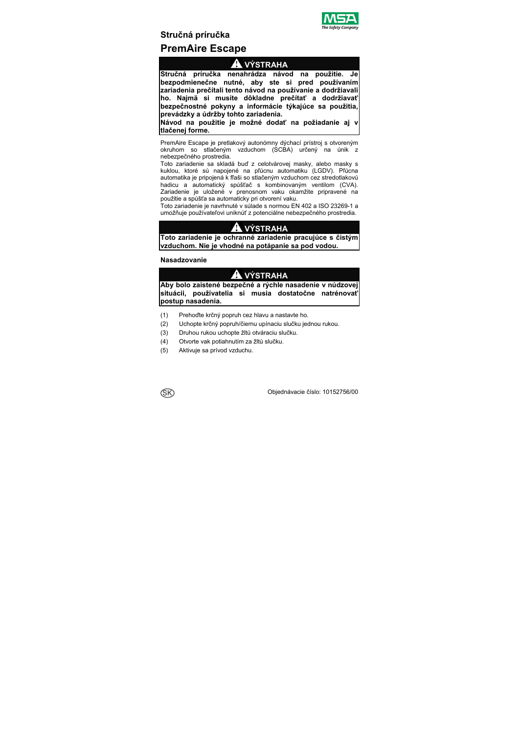## Stručná príručka

# PremAire Escape

> **⚠ VÝSTRAHA**
>
> **Stručná príručka nenahrádza návod na použitie. Je bezpodmienečne nutné, aby ste si pred používaním zariadenia prečítali tento návod na používanie a dodržiavali ho. Najmä si musíte dôkladne prečítať a dodržiavať bezpečnostné pokyny a informácie týkajúce sa použitia, prevádzky a údržby tohto zariadenia.**
>
> **Návod na použitie je možné dodať na požiadanie aj v tlačenej forme.**

PremAire Escape je pretlakový autonómny dýchací prístroj s otvoreným okruhom so stlačeným vzduchom (SCBA) určený na únik z nebezpečného prostredia.

Toto zariadenie sa skladá buď z celotvárovej masky, alebo masky s kuklou, ktoré sú napojené na pľúcnu automatiku (LGDV). Pľúcna automatika je pripojená k fľaši so stlačeným vzduchom cez stredotlakovú hadicu a automatický spúšťač s kombinovaným ventilom (CVA). Zariadenie je uložené v prenosnom vaku okamžite pripravené na použitie a spúšťa sa automaticky pri otvorení vaku.

Toto zariadenie je navrhnuté v súlade s normou EN 402 a ISO 23269-1 a umožňuje používateľovi uniknúť z potenciálne nebezpečného prostredia.

> **⚠ VÝSTRAHA**
>
> **Toto zariadenie je ochranné zariadenie pracujúce s čistým vzduchom. Nie je vhodné na potápanie sa pod vodou.**

### Nasadzovanie

> **⚠ VÝSTRAHA**
>
> **Aby bolo zaistené bezpečné a rýchle nasadenie v núdzovej situácii, používatelia si musia dostatočne natrénovať postup nasadenia.**

(1) Prehoďte krčný popruh cez hlavu a nastavte ho.

(2) Uchopte krčný popruh/čiernu upínaciu slučku jednou rukou.

(3) Druhou rukou uchopte žltú otváraciu slučku.

(4) Otvorte vak potiahnutím za žltú slučku.

(5) Aktivuje sa prívod vzduchu.

SK

Objednávacie číslo: 10152756/00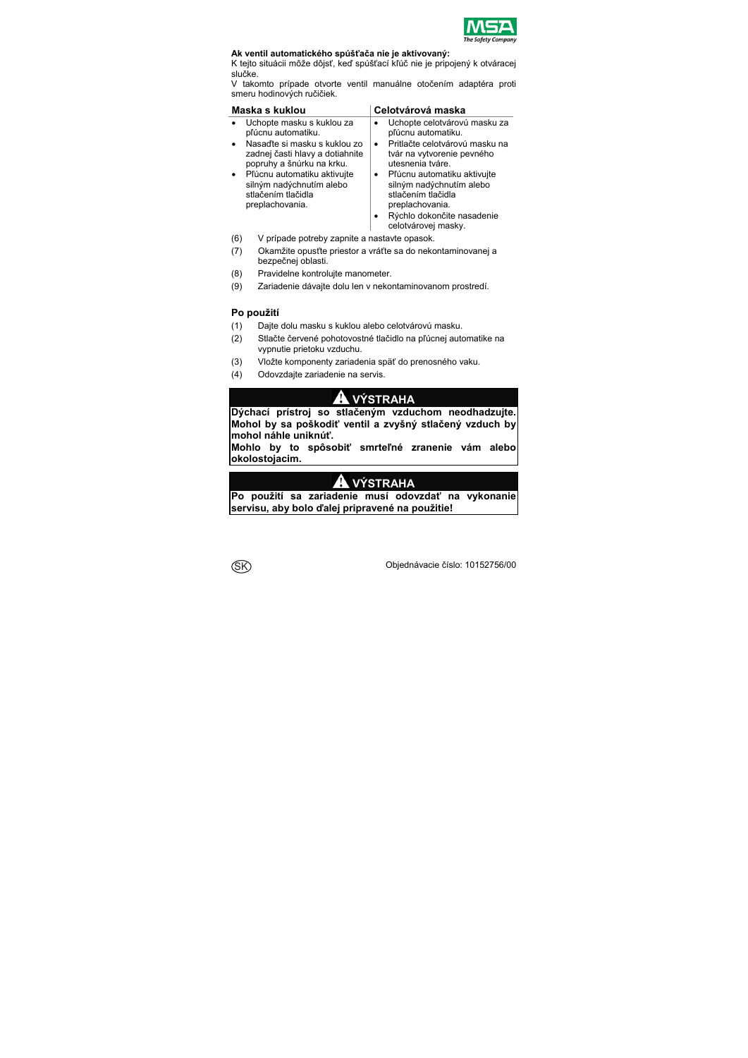**Ak ventil automatického spúšťača nie je aktivovaný:**

K tejto situácii môže dôjsť, keď spúšťací kľúč nie je pripojený k otváracej slučke.

V takomto prípade otvorte ventil manuálne otočením adaptéra proti smeru hodinových ručičiek.

| Maska s kuklou | Celotvárová maska |
|---|---|
| • Uchopte masku s kuklou za pľúcnu automatiku.<br>• Nasaďte si masku s kuklou zo zadnej časti hlavy a dotiahnite popruhy a šnúrku na krku.<br>• Pľúcnu automatiku aktivujte silným nadýchnutím alebo stlačením tlačidla preplachovania. | • Uchopte celotvárovú masku za pľúcnu automatiku.<br>• Pritlačte celotvárovú masku na tvár na vytvorenie pevného utesnenia tváre.<br>• Pľúcnu automatiku aktivujte silným nadýchnutím alebo stlačením tlačidla preplachovania.<br>• Rýchlo dokončite nasadenie celotvárovej masky. |

(6) V prípade potreby zapnite a nastavte opasok.

(7) Okamžite opusťte priestor a vráťte sa do nekontaminovanej a bezpečnej oblasti.

(8) Pravidelne kontrolujte manometer.

(9) Zariadenie dávajte dolu len v nekontaminovanom prostredí.

## Po použití

(1) Dajte dolu masku s kuklou alebo celotvárovú masku.

(2) Stlačte červené pohotovostné tlačidlo na pľúcnej automatike na vypnutie prietoku vzduchu.

(3) Vložte komponenty zariadenia späť do prenosného vaku.

(4) Odovzdajte zariadenie na servis.

**⚠ VÝSTRAHA**

**Dýchací prístroj so stlačeným vzduchom neodhadzujte. Mohol by sa poškodiť ventil a zvyšný stlačený vzduch by mohol náhle uniknúť.**

**Mohlo by to spôsobiť smrteľné zranenie vám alebo okolostojacim.**

**⚠ VÝSTRAHA**

**Po použití sa zariadenie musí odovzdať na vykonanie servisu, aby bolo ďalej pripravené na použitie!**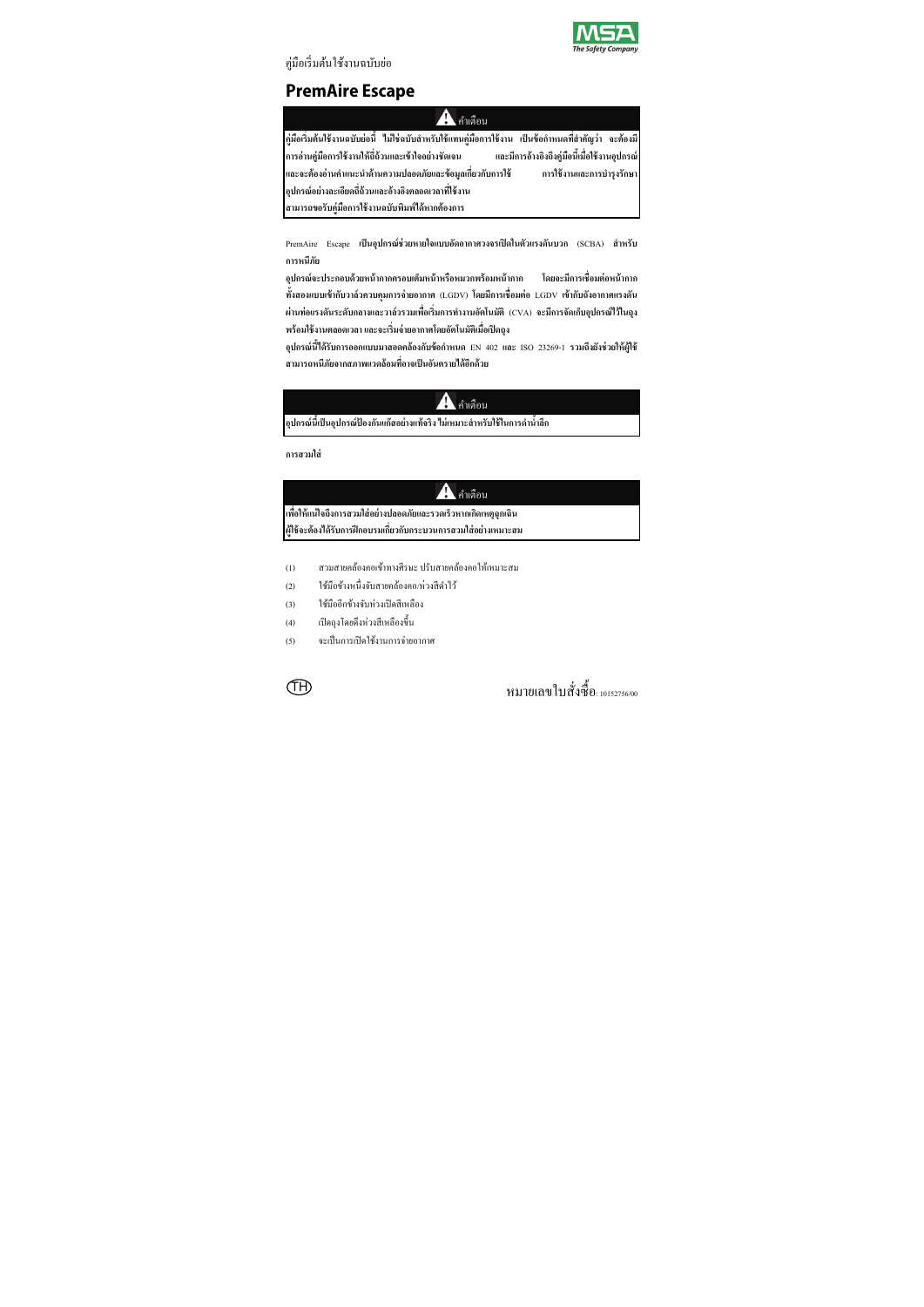คู่มือเริ่มต้นใช้งานฉบับย่อ

# PremAire Escape

> ⚠ **คำเตือน**
>
> **คู่มือเริ่มต้นใช้งานฉบับย่อนี้ ไม่ใช่ฉบับสำหรับใช้แทนคู่มือการใช้งาน เป็นข้อกำหนดที่สำคัญว่า จะต้องมีการอ่านคู่มือการใช้งานให้ถี่ถ้วนและเข้าใจอย่างชัดเจน และมีการอ้างอิงถึงคู่มือนี้เมื่อใช้งานอุปกรณ์ และจะต้องอ่านคำแนะนำด้านความปลอดภัยและข้อมูลเกี่ยวกับการใช้ การใช้งานและการบำรุงรักษาอุปกรณ์อย่างละเอียดถี่ถ้วนและอ้างอิงตลอดเวลาที่ใช้งาน**
>
> **สามารถขอรับคู่มือการใช้งานฉบับพิมพ์ได้หากต้องการ**

PremAire Escape **เป็นอุปกรณ์ช่วยหายใจแบบอัดอากาศวงจรเปิดในตัวแรงดันบวก** (SCBA) **สำหรับการหนีภัย**

**อุปกรณ์จะประกอบด้วยหน้ากากครอบเต็มหน้าหรือหมวกพร้อมหน้ากาก โดยจะมีการเชื่อมต่อหน้ากากทั้งสองแบบเข้ากับวาล์วควบคุมการจ่ายอากาศ** (LGDV) **โดยมีการเชื่อมต่อ** LGDV **เข้ากับถังอากาศแรงดันผ่านท่อแรงดันระดับกลางและวาล์วรวมเพื่อเริ่มการทำงานอัตโนมัติ** (CVA) **จะมีการจัดเก็บอุปกรณ์ไว้ในถุงพร้อมใช้งานตลอดเวลา และจะเริ่มจ่ายอากาศโดยอัตโนมัติเมื่อเปิดถุง**

**อุปกรณ์นี้ได้รับการออกแบบมาสอดคล้องกับข้อกำหนด** EN 402 **และ** ISO 23269-1 **รวมถึงยังช่วยให้ผู้ใช้สามารถหนีภัยจากสภาพแวดล้อมที่อาจเป็นอันตรายได้อีกด้วย**

> ⚠ **คำเตือน**
>
> **อุปกรณ์นี้เป็นอุปกรณ์ป้องกันแก๊สอย่างแท้จริง ไม่เหมาะสำหรับใช้ในการดำน้ำลึก**

**การสวมใส่**

> ⚠ **คำเตือน**
>
> **เพื่อให้แน่ใจถึงการสวมใส่อย่างปลอดภัยและรวดเร็วหากเกิดเหตุฉุกเฉิน ผู้ใช้จะต้องได้รับการฝึกอบรมเกี่ยวกับกระบวนการสวมใส่อย่างเหมาะสม**

(1) สวมสายคล้องคอเข้าทางศีรษะ ปรับสายคล้องคอให้เหมาะสม

(2) ใช้มือข้างหนึ่งจับสายคล้องคอ/ห่วงสีดำไว้

(3) ใช้มืออีกข้างจับห่วงเปิดสีเหลือง

(4) เปิดถุงโดยดึงห่วงสีเหลืองขึ้น

(5) จะเป็นการเปิดใช้งานการจ่ายอากาศ

TH

หมายเลขใบสั่งซื้อ: 10152756/00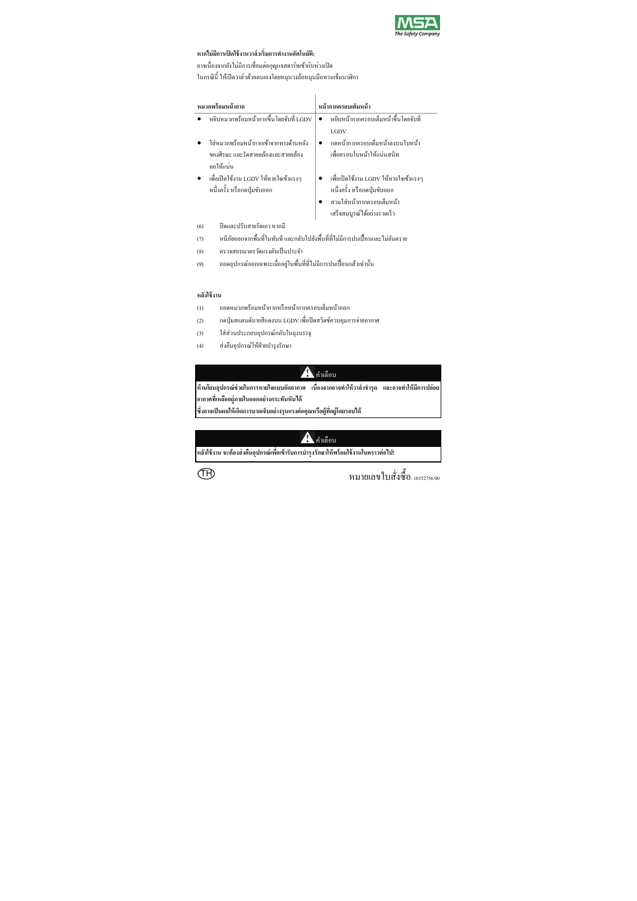**หากไม่มีการเปิดใช้งานวาล์วเริ่มการทำงานอัตโนมัติ:**

อาจเนื่องจากยังไม่มีการเชื่อมต่อกุญแจสตาร์ทเข้ากับห่วงเปิด

ในกรณีนี้ ให้เปิดวาล์วด้วยตนเองโดยหมุนวงล้อหมุนมือทวนเข็มนาฬิกา

| หมวกพร้อมหน้ากาก | หน้ากากครอบเต็มหน้า |
|---|---|
| • หยิบหมวกพร้อมหน้ากากขึ้นโดยจับที่ LGDV | • หยิบหน้ากากครอบเต็มหน้าขึ้นโดยจับที่ LGDV |
| • ใส่หมวกพร้อมหน้ากากเข้าจากทางด้านหลังของศีรษะ และรัดสายคล้องและสายคล้องคอให้แน่น | • กดหน้ากากครอบเต็มหน้าลงบนใบหน้าเพื่อครอบใบหน้าให้แน่นสนิท |
| • เพื่อเปิดใช้งาน LGDV ให้หายใจเข้าแรงๆ หนึ่งครั้ง หรือกดปุ่มขับออก | • เพื่อเปิดใช้งาน LGDV ให้หายใจเข้าแรงๆ หนึ่งครั้ง หรือกดปุ่มขับออก |
| | • สวมใส่หน้ากากครอบเต็มหน้าเสร็จสมบูรณ์ได้อย่างรวดเร็ว |

(6) ปิดและปรับสายรัดเอว หากมี

(7) หนีภัยออกจากพื้นที่ในทันที และกลับไปยังพื้นที่ที่ไม่มีการปนเปื้อนและไม่อันตราย

(8) ตรวจสอบมาตรวัดแรงดันเป็นประจำ

(9) ถอดอุปกรณ์ออกเฉพาะเมื่ออยู่ในพื้นที่ที่ไม่มีการปนเปื้อนแล้วเท่านั้น

**หลังใช้งาน**

(1) ถอดหมวกพร้อมหน้ากากหรือหน้ากากครอบเต็มหน้าออก

(2) กดปุ่มสแตนด์บายสีแดงบน LGDV เพื่อปิดสวิตช์ควบคุมการจ่ายอากาศ

(3) ใส่ส่วนประกอบอุปกรณ์กลับในถุงบรรจุ

(4) ส่งคืนอุปกรณ์ให้ฝ่ายบำรุงรักษา

**⚠ คำเตือน**

**ห้ามโยนอุปกรณ์ช่วยในการหายใจแบบอัดอากาศ เนื่องจากอาจทำให้วาล์วชำรุด และอาจทำให้มีการปล่อยอากาศที่เหลืออยู่ภายในออกอย่างกระทันหันได้ ซึ่งอาจเป็นผลให้เกิดการบาดเจ็บอย่างรุนแรงต่อคุณหรือผู้ที่อยู่โดยรอบได้**

**⚠ คำเตือน**

**หลังใช้งาน จะต้องส่งคืนอุปกรณ์เพื่อเข้ารับการบำรุงรักษาให้พร้อมใช้งานในคราวต่อไป!**

TH

หมายเลขใบสั่งซื้อ: 10152756/00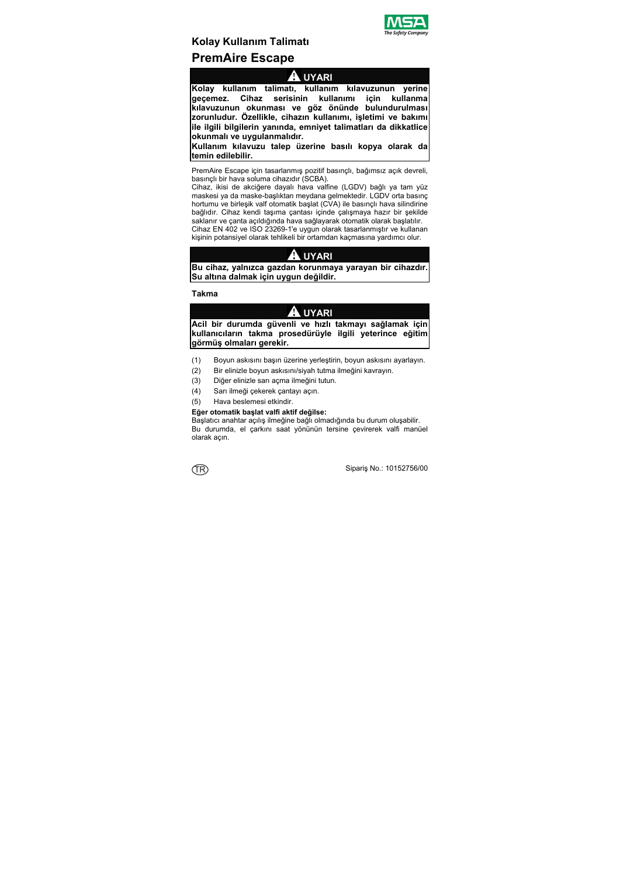## Kolay Kullanım Talimatı

# PremAire Escape

**⚠ UYARI**

**Kolay kullanım talimatı, kullanım kılavuzunun yerine geçemez. Cihaz serisinin kullanımı için kullanma kılavuzunun okunması ve göz önünde bulundurulması zorunludur. Özellikle, cihazın kullanımı, işletimi ve bakımı ile ilgili bilgilerin yanında, emniyet talimatları da dikkatlice okunmalı ve uygulanmalıdır.**

**Kullanım kılavuzu talep üzerine basılı kopya olarak da temin edilebilir.**

PremAire Escape için tasarlanmış pozitif basınçlı, bağımsız açık devreli, basınçlı bir hava soluma cihazıdır (SCBA).

Cihaz, ikisi de akciğere dayalı hava valfine (LGDV) bağlı ya tam yüz maskesi ya da maske-başlıktan meydana gelmektedir. LGDV orta basınç hortumu ve birleşik valf otomatik başlat (CVA) ile basınçlı hava silindirine bağlıdır. Cihaz kendi taşıma çantası içinde çalışmaya hazır bir şekilde saklanır ve çanta açıldığında hava sağlayarak otomatik olarak başlatılır.

Cihaz EN 402 ve ISO 23269-1'e uygun olarak tasarlanmıştır ve kullanan kişinin potansiyel olarak tehlikeli bir ortamdan kaçmasına yardımcı olur.

**⚠ UYARI**

**Bu cihaz, yalnızca gazdan korunmaya yarayan bir cihazdır. Su altına dalmak için uygun değildir.**

### Takma

**⚠ UYARI**

**Acil bir durumda güvenli ve hızlı takmayı sağlamak için kullanıcıların takma prosedürüyle ilgili yeterince eğitim görmüş olmaları gerekir.**

(1) Boyun askısını başın üzerine yerleştirin, boyun askısını ayarlayın.

(2) Bir elinizle boyun askısını/siyah tutma ilmeğini kavrayın.

(3) Diğer elinizle sarı açma ilmeğini tutun.

(4) Sarı ilmeği çekerek çantayı açın.

(5) Hava beslemesi etkindir.

**Eğer otomatik başlat valfi aktif değilse:**

Başlatıcı anahtar açılış ilmeğine bağlı olmadığında bu durum oluşabilir. Bu durumda, el çarkını saat yönünün tersine çevirerek valfi manüel olarak açın.

TR

Sipariş No.: 10152756/00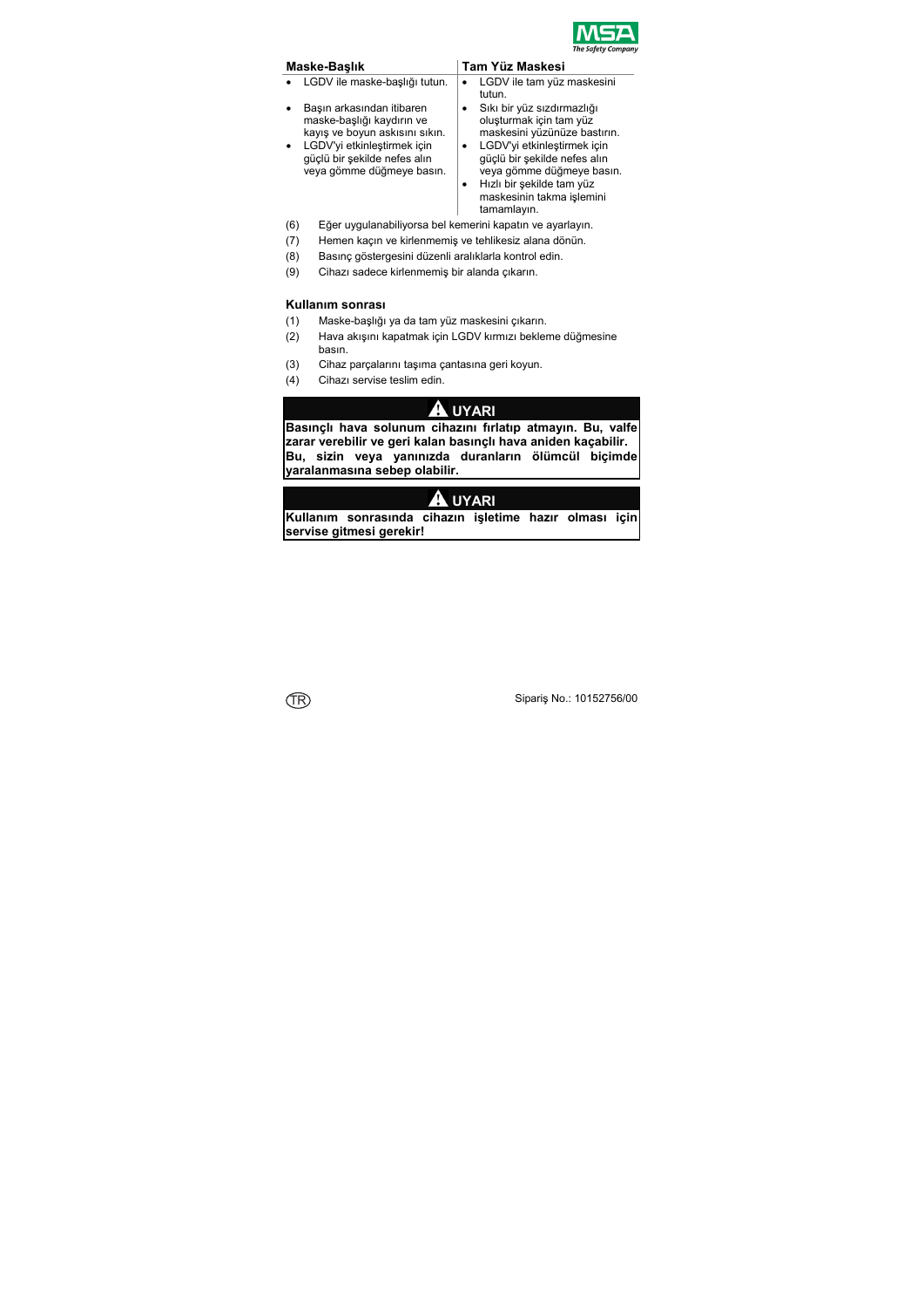| Maske-Başlık | Tam Yüz Maskesi |
| --- | --- |
| • LGDV ile maske-başlığı tutun.<br>• Başın arkasından itibaren maske-başlığı kaydırın ve kayış ve boyun askısını sıkın.<br>• LGDV'yi etkinleştirmek için güçlü bir şekilde nefes alın veya gömme düğmeye basın. | • LGDV ile tam yüz maskesini tutun.<br>• Sıkı bir yüz sızdırmazlığı oluşturmak için tam yüz maskesini yüzünüze bastırın.<br>• LGDV'yi etkinleştirmek için güçlü bir şekilde nefes alın veya gömme düğmeye basın.<br>• Hızlı bir şekilde tam yüz maskesinin takma işlemini tamamlayın. |

(6) Eğer uygulanabiliyorsa bel kemerini kapatın ve ayarlayın.

(7) Hemen kaçın ve kirlenmemiş ve tehlikesiz alana dönün.

(8) Basınç göstergesini düzenli aralıklarla kontrol edin.

(9) Cihazı sadece kirlenmemiş bir alanda çıkarın.

### Kullanım sonrası

(1) Maske-başlığı ya da tam yüz maskesini çıkarın.

(2) Hava akışını kapatmak için LGDV kırmızı bekleme düğmesine basın.

(3) Cihaz parçalarını taşıma çantasına geri koyun.

(4) Cihazı servise teslim edin.

**⚠ UYARI**

**Basınçlı hava solunum cihazını fırlatıp atmayın. Bu, valfe zarar verebilir ve geri kalan basınçlı hava aniden kaçabilir. Bu, sizin veya yanınızda duranların ölümcül biçimde yaralanmasına sebep olabilir.**

**⚠ UYARI**

**Kullanım sonrasında cihazın işletime hazır olması için servise gitmesi gerekir!**

TR

Sipariş No.: 10152756/00